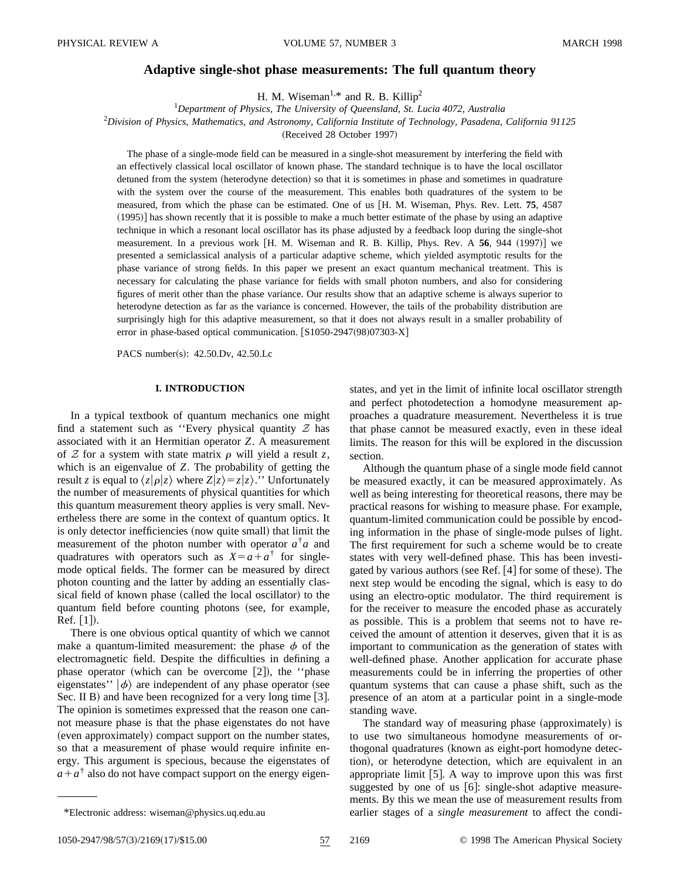# Adaptive single-shot phase measurements: The full quantum theory

H. M. Wiseman[1,*] and R. B. Killip[2]

[1]Department of Physics, The University of Queensland, St. Lucia 4072, Australia

[2]Division of Physics, Mathematics, and Astronomy, California Institute of Technology, Pasadena, California 91125

(Received 28 October 1997)

The phase of a single-mode field can be measured in a single-shot measurement by interfering the field with an effectively classical local oscillator of known phase. The standard technique is to have the local oscillator detuned from the system (heterodyne detection) so that it is sometimes in phase and sometimes in quadrature with the system over the course of the measurement. This enables both quadratures of the system to be measured, from which the phase can be estimated. One of us [H. M. Wiseman, Phys. Rev. Lett. **75**, 4587 (1995)] has shown recently that it is possible to make a much better estimate of the phase by using an adaptive technique in which a resonant local oscillator has its phase adjusted by a feedback loop during the single-shot measurement. In a previous work [H. M. Wiseman and R. B. Killip, Phys. Rev. A **56**, 944 (1997)] we presented a semiclassical analysis of a particular adaptive scheme, which yielded asymptotic results for the phase variance of strong fields. In this paper we present an exact quantum mechanical treatment. This is necessary for calculating the phase variance for fields with small photon numbers, and also for considering figures of merit other than the phase variance. Our results show that an adaptive scheme is always superior to heterodyne detection as far as the variance is concerned. However, the tails of the probability distribution are surprisingly high for this adaptive measurement, so that it does not always result in a smaller probability of error in phase-based optical communication. [S1050-2947(98)07303-X]

PACS number(s): 42.50.Dv, 42.50.Lc

## I. INTRODUCTION

In a typical textbook of quantum mechanics one might find a statement such as ''Every physical quantity $\mathcal{Z}$ has associated with it an Hermitian operator $Z$. A measurement of $\mathcal{Z}$ for a system with state matrix $\rho$ will yield a result $z$, which is an eigenvalue of $Z$. The probability of getting the result $z$ is equal to $\langle z|\rho|z\rangle$ where $Z|z\rangle = z|z\rangle$.'' Unfortunately the number of measurements of physical quantities for which this quantum measurement theory applies is very small. Nevertheless there are some in the context of quantum optics. It is only detector inefficiencies (now quite small) that limit the measurement of the photon number with operator $a^\dagger a$ and quadratures with operators such as $X = a + a^\dagger$ for single-mode optical fields. The former can be measured by direct photon counting and the latter by adding an essentially classical field of known phase (called the local oscillator) to the quantum field before counting photons (see, for example, Ref. [1]).

There is one obvious optical quantity of which we cannot make a quantum-limited measurement: the phase $\phi$ of the electromagnetic field. Despite the difficulties in defining a phase operator (which can be overcome [2]), the ''phase eigenstates'' $|\phi\rangle$ are independent of any phase operator (see Sec. II B) and have been recognized for a very long time [3]. The opinion is sometimes expressed that the reason one cannot measure phase is that the phase eigenstates do not have (even approximately) compact support on the number states, so that a measurement of phase would require infinite energy. This argument is specious, because the eigenstates of $a + a^\dagger$ also do not have compact support on the energy eigenstates, and yet in the limit of infinite local oscillator strength and perfect photodetection a homodyne measurement approaches a quadrature measurement. Nevertheless it is true that phase cannot be measured exactly, even in these ideal limits. The reason for this will be explored in the discussion section.

Although the quantum phase of a single mode field cannot be measured exactly, it can be measured approximately. As well as being interesting for theoretical reasons, there may be practical reasons for wishing to measure phase. For example, quantum-limited communication could be possible by encoding information in the phase of single-mode pulses of light. The first requirement for such a scheme would be to create states with very well-defined phase. This has been investigated by various authors (see Ref. [4] for some of these). The next step would be encoding the signal, which is easy to do using an electro-optic modulator. The third requirement is for the receiver to measure the encoded phase as accurately as possible. This is a problem that seems not to have received the amount of attention it deserves, given that it is as important to communication as the generation of states with well-defined phase. Another application for accurate phase measurements could be in inferring the properties of other quantum systems that can cause a phase shift, such as the presence of an atom at a particular point in a single-mode standing wave.

The standard way of measuring phase (approximately) is to use two simultaneous homodyne measurements of orthogonal quadratures (known as eight-port homodyne detection), or heterodyne detection, which are equivalent in an appropriate limit [5]. A way to improve upon this was first suggested by one of us [6]: single-shot adaptive measurements. By this we mean the use of measurement results from earlier stages of a *single measurement* to affect the condi-

*Electronic address: wiseman@physics.uq.edu.au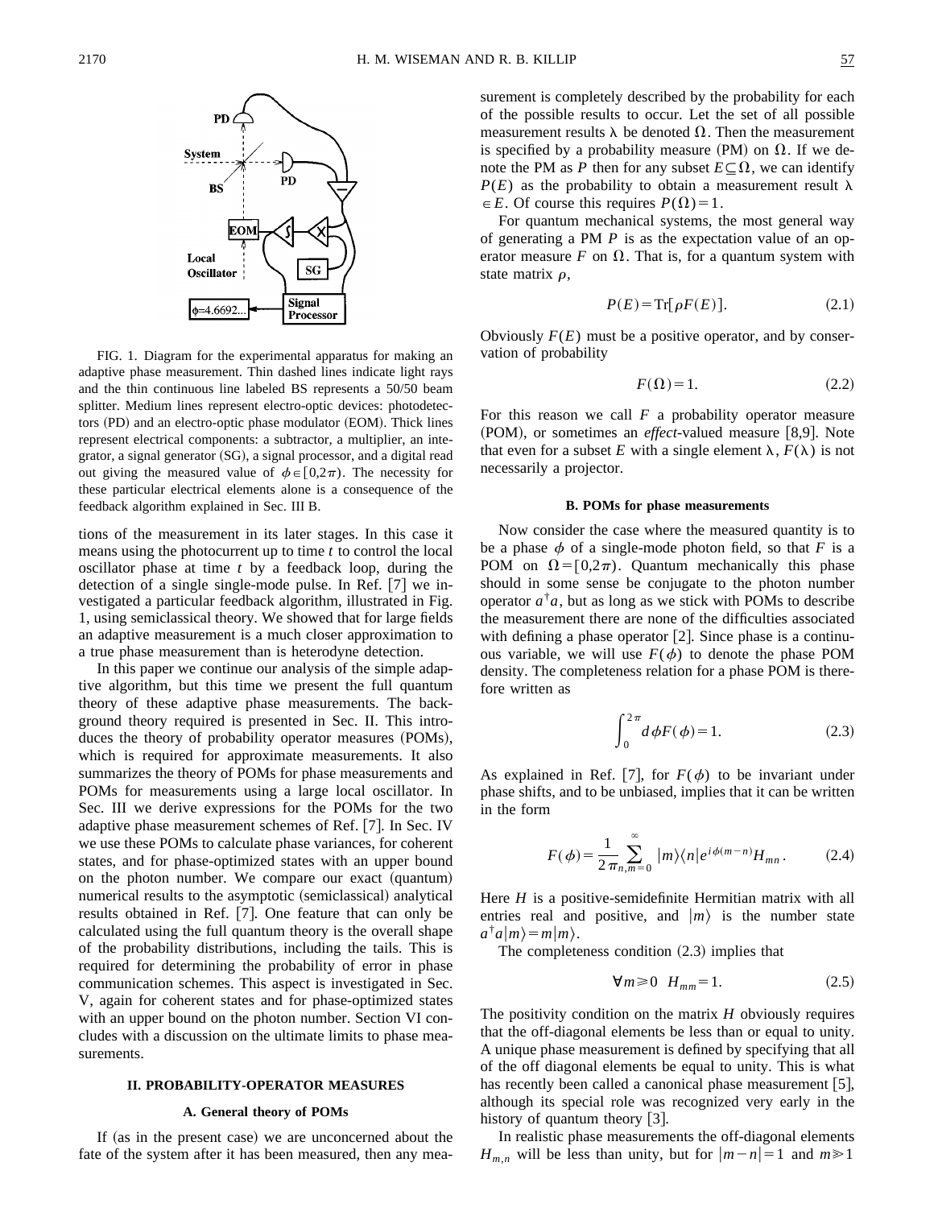FIG. 1. Diagram for the experimental apparatus for making an adaptive phase measurement. Thin dashed lines indicate light rays and the thin continuous line labeled BS represents a 50/50 beam splitter. Medium lines represent electro-optic devices: photodetectors (PD) and an electro-optic phase modulator (EOM). Thick lines represent electrical components: a subtractor, a multiplier, an integrator, a signal generator (SG), a signal processor, and a digital read out giving the measured value of $\phi \in [0,2\pi)$. The necessity for these particular electrical elements alone is a consequence of the feedback algorithm explained in Sec. III B.

tions of the measurement in its later stages. In this case it means using the photocurrent up to time $t$ to control the local oscillator phase at time $t$ by a feedback loop, during the detection of a single single-mode pulse. In Ref. [7] we investigated a particular feedback algorithm, illustrated in Fig. 1, using semiclassical theory. We showed that for large fields an adaptive measurement is a much closer approximation to a true phase measurement than is heterodyne detection.

In this paper we continue our analysis of the simple adaptive algorithm, but this time we present the full quantum theory of these adaptive phase measurements. The background theory required is presented in Sec. II. This introduces the theory of probability operator measures (POMs), which is required for approximate measurements. It also summarizes the theory of POMs for phase measurements and POMs for measurements using a large local oscillator. In Sec. III we derive expressions for the POMs for the two adaptive phase measurement schemes of Ref. [7]. In Sec. IV we use these POMs to calculate phase variances, for coherent states, and for phase-optimized states with an upper bound on the photon number. We compare our exact (quantum) numerical results to the asymptotic (semiclassical) analytical results obtained in Ref. [7]. One feature that can only be calculated using the full quantum theory is the overall shape of the probability distributions, including the tails. This is required for determining the probability of error in phase communication schemes. This aspect is investigated in Sec. V, again for coherent states and for phase-optimized states with an upper bound on the photon number. Section VI concludes with a discussion on the ultimate limits to phase measurements.

## II. PROBABILITY-OPERATOR MEASURES

### A. General theory of POMs

If (as in the present case) we are unconcerned about the fate of the system after it has been measured, then any measurement is completely described by the probability for each of the possible results to occur. Let the set of all possible measurement results $\lambda$ be denoted $\Omega$. Then the measurement is specified by a probability measure (PM) on $\Omega$. If we denote the PM as $P$ then for any subset $E \subseteq \Omega$, we can identify $P(E)$ as the probability to obtain a measurement result $\lambda \in E$. Of course this requires $P(\Omega)=1$.

For quantum mechanical systems, the most general way of generating a PM $P$ is as the expectation value of an operator measure $F$ on $\Omega$. That is, for a quantum system with state matrix $\rho$,

$$P(E)=\mathrm{Tr}[\rho F(E)]. \tag{2.1}$$

Obviously $F(E)$ must be a positive operator, and by conservation of probability

$$F(\Omega)=1. \tag{2.2}$$

For this reason we call $F$ a probability operator measure (POM), or sometimes an *effect*-valued measure [8,9]. Note that even for a subset $E$ with a single element $\lambda$, $F(\lambda)$ is not necessarily a projector.

### B. POMs for phase measurements

Now consider the case where the measured quantity is to be a phase $\phi$ of a single-mode photon field, so that $F$ is a POM on $\Omega=[0,2\pi)$. Quantum mechanically this phase should in some sense be conjugate to the photon number operator $a^\dagger a$, but as long as we stick with POMs to describe the measurement there are none of the difficulties associated with defining a phase operator [2]. Since phase is a continuous variable, we will use $F(\phi)$ to denote the phase POM density. The completeness relation for a phase POM is therefore written as

$$\int_0^{2\pi} d\phi F(\phi)=1. \tag{2.3}$$

As explained in Ref. [7], for $F(\phi)$ to be invariant under phase shifts, and to be unbiased, implies that it can be written in the form

$$F(\phi)=\frac{1}{2\pi}\sum_{n,m=0}^{\infty} |m\rangle\langle n| e^{i\phi(m-n)} H_{mn}. \tag{2.4}$$

Here $H$ is a positive-semidefinite Hermitian matrix with all entries real and positive, and $|m\rangle$ is the number state $a^\dagger a|m\rangle = m|m\rangle$.

The completeness condition (2.3) implies that

$$\forall m \geq 0 \;\; H_{mm}=1. \tag{2.5}$$

The positivity condition on the matrix $H$ obviously requires that the off-diagonal elements be less than or equal to unity. A unique phase measurement is defined by specifying that all of the off diagonal elements be equal to unity. This is what has recently been called a canonical phase measurement [5], although its special role was recognized very early in the history of quantum theory [3].

In realistic phase measurements the off-diagonal elements $H_{m,n}$ will be less than unity, but for $|m-n|=1$ and $m \gg 1$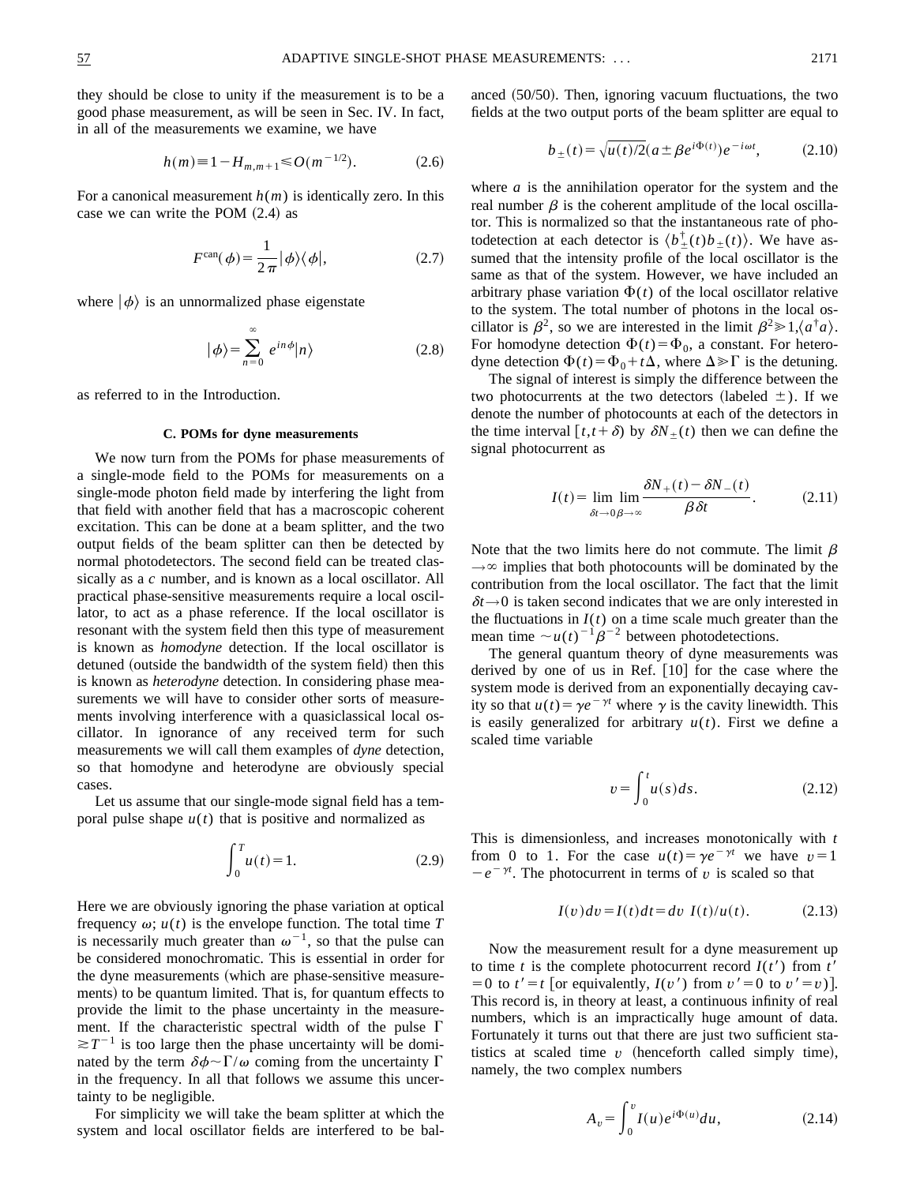they should be close to unity if the measurement is to be a good phase measurement, as will be seen in Sec. IV. In fact, in all of the measurements we examine, we have

$$h(m) \equiv 1 - H_{m,m+1} \leq O(m^{-1/2}). \tag{2.6}$$

For a canonical measurement $h(m)$ is identically zero. In this case we can write the POM (2.4) as

$$F^{\mathrm{can}}(\phi) = \frac{1}{2\pi} |\phi\rangle\langle\phi|, \tag{2.7}$$

where $|\phi\rangle$ is an unnormalized phase eigenstate

$$|\phi\rangle = \sum_{n=0}^{\infty} e^{in\phi}|n\rangle \tag{2.8}$$

as referred to in the Introduction.

### C. POMs for dyne measurements

We now turn from the POMs for phase measurements of a single-mode field to the POMs for measurements on a single-mode photon field made by interfering the light from that field with another field that has a macroscopic coherent excitation. This can be done at a beam splitter, and the two output fields of the beam splitter can then be detected by normal photodetectors. The second field can be treated classically as a $c$ number, and is known as a local oscillator. All practical phase-sensitive measurements require a local oscillator, to act as a phase reference. If the local oscillator is resonant with the system field then this type of measurement is known as *homodyne* detection. If the local oscillator is detuned (outside the bandwidth of the system field) then this is known as *heterodyne* detection. In considering phase measurements we will have to consider other sorts of measurements involving interference with a quasiclassical local oscillator. In ignorance of any received term for such measurements we will call them examples of *dyne* detection, so that homodyne and heterodyne are obviously special cases.

Let us assume that our single-mode signal field has a temporal pulse shape $u(t)$ that is positive and normalized as

$$\int_0^T u(t) = 1. \tag{2.9}$$

Here we are obviously ignoring the phase variation at optical frequency $\omega$; $u(t)$ is the envelope function. The total time $T$ is necessarily much greater than $\omega^{-1}$, so that the pulse can be considered monochromatic. This is essential in order for the dyne measurements (which are phase-sensitive measurements) to be quantum limited. That is, for quantum effects to provide the limit to the phase uncertainty in the measurement. If the characteristic spectral width of the pulse $\Gamma \gtrsim T^{-1}$ is too large then the phase uncertainty will be dominated by the term $\delta\phi \sim \Gamma/\omega$ coming from the uncertainty $\Gamma$ in the frequency. In all that follows we assume this uncertainty to be negligible.

For simplicity we will take the beam splitter at which the system and local oscillator fields are interfered to be balanced (50/50). Then, ignoring vacuum fluctuations, the two fields at the two output ports of the beam splitter are equal to

$$b_{\pm}(t) = \sqrt{u(t)/2}(a \pm \beta e^{i\Phi(t)})e^{-i\omega t}, \tag{2.10}$$

where $a$ is the annihilation operator for the system and the real number $\beta$ is the coherent amplitude of the local oscillator. This is normalized so that the instantaneous rate of photodetection at each detector is $\langle b_{\pm}^{\dagger}(t) b_{\pm}(t)\rangle$. We have assumed that the intensity profile of the local oscillator is the same as that of the system. However, we have included an arbitrary phase variation $\Phi(t)$ of the local oscillator relative to the system. The total number of photons in the local oscillator is $\beta^2$, so we are interested in the limit $\beta^2 \gg 1, \langle a^{\dagger}a\rangle$. For homodyne detection $\Phi(t) = \Phi_0$, a constant. For heterodyne detection $\Phi(t) = \Phi_0 + t\Delta$, where $\Delta \gg \Gamma$ is the detuning.

The signal of interest is simply the difference between the two photocurrents at the two detectors (labeled $\pm$). If we denote the number of photocounts at each of the detectors in the time interval $[t, t+\delta)$ by $\delta N_{\pm}(t)$ then we can define the signal photocurrent as

$$I(t) = \lim_{\delta t \to 0} \lim_{\beta \to \infty} \frac{\delta N_+(t) - \delta N_-(t)}{\beta \delta t}. \tag{2.11}$$

Note that the two limits here do not commute. The limit $\beta \to \infty$ implies that both photocounts will be dominated by the contribution from the local oscillator. The fact that the limit $\delta t \to 0$ is taken second indicates that we are only interested in the fluctuations in $I(t)$ on a time scale much greater than the mean time $\sim u(t)^{-1}\beta^{-2}$ between photodetections.

The general quantum theory of dyne measurements was derived by one of us in Ref. [10] for the case where the system mode is derived from an exponentially decaying cavity so that $u(t) = \gamma e^{-\gamma t}$ where $\gamma$ is the cavity linewidth. This is easily generalized for arbitrary $u(t)$. First we define a scaled time variable

$$v = \int_0^t u(s)ds. \tag{2.12}$$

This is dimensionless, and increases monotonically with $t$ from 0 to 1. For the case $u(t) = \gamma e^{-\gamma t}$ we have $v = 1 - e^{-\gamma t}$. The photocurrent in terms of $v$ is scaled so that

$$I(v)dv = I(t)dt = dv\ I(t)/u(t). \tag{2.13}$$

Now the measurement result for a dyne measurement up to time $t$ is the complete photocurrent record $I(t')$ from $t' = 0$ to $t' = t$ [or equivalently, $I(v')$ from $v' = 0$ to $v' = v$]. This record is, in theory at least, a continuous infinity of real numbers, which is an impractically huge amount of data. Fortunately it turns out that there are just two sufficient statistics at scaled time $v$ (henceforth called simply time), namely, the two complex numbers

$$A_v = \int_0^v I(u)e^{i\Phi(u)}du, \tag{2.14}$$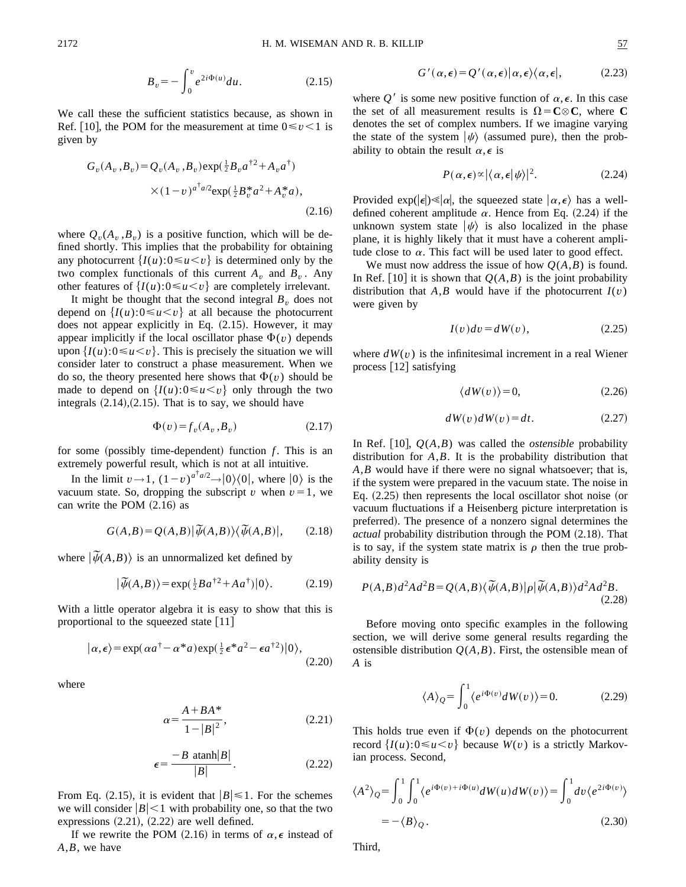$$B_v = -\int_0^v e^{2i\Phi(u)}du. \tag{2.15}$$

We call these the sufficient statistics because, as shown in Ref. [10], the POM for the measurement at time $0 \le v < 1$ is given by

$$G_v(A_v, B_v) = Q_v(A_v, B_v)\exp(\tfrac{1}{2}B_v a^{\dagger 2} + A_v a^\dagger) \times (1-v)^{a^\dagger a/2}\exp(\tfrac{1}{2}B_v^* a^2 + A_v^* a), \tag{2.16}$$

where $Q_v(A_v, B_v)$ is a positive function, which will be defined shortly. This implies that the probability for obtaining any photocurrent $\{I(u): 0 \le u < v\}$ is determined only by the two complex functionals of this current $A_v$ and $B_v$. Any other features of $\{I(u): 0 \le u < v\}$ are completely irrelevant.

It might be thought that the second integral $B_v$ does not depend on $\{I(u): 0 \le u < v\}$ at all because the photocurrent does not appear explicitly in Eq. (2.15). However, it may appear implicitly if the local oscillator phase $\Phi(v)$ depends upon $\{I(u): 0 \le u < v\}$. This is precisely the situation we will consider later to construct a phase measurement. When we do so, the theory presented here shows that $\Phi(v)$ should be made to depend on $\{I(u): 0 \le u < v\}$ only through the two integrals (2.14),(2.15). That is to say, we should have

$$\Phi(v) = f_v(A_v, B_v) \tag{2.17}$$

for some (possibly time-dependent) function $f$. This is an extremely powerful result, which is not at all intuitive.

In the limit $v \to 1$, $(1-v)^{a^\dagger a/2} \to |0\rangle\langle 0|$, where $|0\rangle$ is the vacuum state. So, dropping the subscript $v$ when $v=1$, we can write the POM (2.16) as

$$G(A,B) = Q(A,B)|\tilde{\psi}(A,B)\rangle\langle\tilde{\psi}(A,B)|, \tag{2.18}$$

where $|\tilde{\psi}(A,B)\rangle$ is an unnormalized ket defined by

$$|\tilde{\psi}(A,B)\rangle = \exp(\tfrac{1}{2}Ba^{\dagger 2} + Aa^\dagger)|0\rangle. \tag{2.19}$$

With a little operator algebra it is easy to show that this is proportional to the squeezed state [11]

$$|\alpha,\epsilon\rangle = \exp(\alpha a^\dagger - \alpha^* a)\exp(\tfrac{1}{2}\epsilon^* a^2 - \epsilon a^{\dagger 2})|0\rangle, \tag{2.20}$$

where

$$\alpha = \frac{A + BA^*}{1-|B|^2}, \tag{2.21}$$

$$\epsilon = \frac{-B \ \mathrm{atanh}|B|}{|B|}. \tag{2.22}$$

From Eq. (2.15), it is evident that $|B| \le 1$. For the schemes we will consider $|B| < 1$ with probability one, so that the two expressions (2.21), (2.22) are well defined.

If we rewrite the POM (2.16) in terms of $\alpha, \epsilon$ instead of $A, B$, we have

$$G'(\alpha,\epsilon) = Q'(\alpha,\epsilon)|\alpha,\epsilon\rangle\langle\alpha,\epsilon|, \tag{2.23}$$

where $Q'$ is some new positive function of $\alpha, \epsilon$. In this case the set of all measurement results is $\Omega = \mathbf{C} \otimes \mathbf{C}$, where $\mathbf{C}$ denotes the set of complex numbers. If we imagine varying the state of the system $|\psi\rangle$ (assumed pure), then the probability to obtain the result $\alpha, \epsilon$ is

$$P(\alpha,\epsilon) \propto |\langle\alpha,\epsilon|\psi\rangle|^2. \tag{2.24}$$

Provided $\exp(|\epsilon|) \ll |\alpha|$, the squeezed state $|\alpha,\epsilon\rangle$ has a well-defined coherent amplitude $\alpha$. Hence from Eq. (2.24) if the unknown system state $|\psi\rangle$ is also localized in the phase plane, it is highly likely that it must have a coherent amplitude close to $\alpha$. This fact will be used later to good effect.

We must now address the issue of how $Q(A,B)$ is found. In Ref. [10] it is shown that $Q(A,B)$ is the joint probability distribution that $A, B$ would have if the photocurrent $I(v)$ were given by

$$I(v)dv = dW(v), \tag{2.25}$$

where $dW(v)$ is the infinitesimal increment in a real Wiener process [12] satisfying

$$\langle dW(v)\rangle = 0, \tag{2.26}$$

$$dW(v)dW(v) = dt. \tag{2.27}$$

In Ref. [10], $Q(A,B)$ was called the *ostensible* probability distribution for $A, B$. It is the probability distribution that $A, B$ would have if there were no signal whatsoever; that is, if the system were prepared in the vacuum state. The noise in Eq. (2.25) then represents the local oscillator shot noise (or vacuum fluctuations if a Heisenberg picture interpretation is preferred). The presence of a nonzero signal determines the *actual* probability distribution through the POM (2.18). That is to say, if the system state matrix is $\rho$ then the true probability density is

$$P(A,B)d^2Ad^2B = Q(A,B)\langle\tilde{\psi}(A,B)|\rho|\tilde{\psi}(A,B)\rangle d^2Ad^2B. \tag{2.28}$$

Before moving onto specific examples in the following section, we will derive some general results regarding the ostensible distribution $Q(A,B)$. First, the ostensible mean of $A$ is

$$\langle A\rangle_Q = \int_0^1 \langle e^{i\Phi(v)}dW(v)\rangle = 0. \tag{2.29}$$

This holds true even if $\Phi(v)$ depends on the photocurrent record $\{I(u): 0 \le u < v\}$ because $W(v)$ is a strictly Markovian process. Second,

$$\langle A^2\rangle_Q = \int_0^1\int_0^1 \langle e^{i\Phi(v)+i\Phi(u)}dW(u)dW(v)\rangle = \int_0^1 dv\langle e^{2i\Phi(v)}\rangle = -\langle B\rangle_Q. \tag{2.30}$$

Third,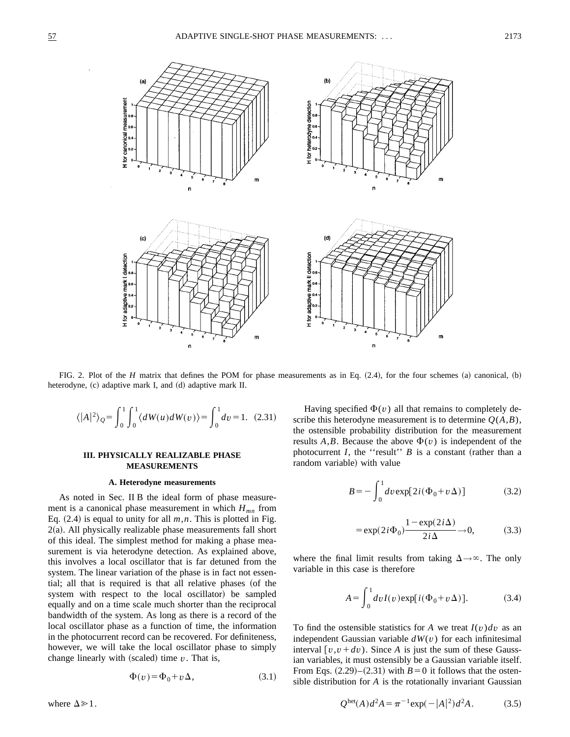FIG. 2. Plot of the $H$ matrix that defines the POM for phase measurements as in Eq. (2.4), for the four schemes (a) canonical, (b) heterodyne, (c) adaptive mark I, and (d) adaptive mark II.

$$\langle |A|^2 \rangle_Q = \int_0^1 \int_0^1 \langle dW(u) dW(v) \rangle = \int_0^1 dv = 1. \quad (2.31)$$

## III. PHYSICALLY REALIZABLE PHASE MEASUREMENTS

### A. Heterodyne measurements

As noted in Sec. II B the ideal form of phase measurement is a canonical phase measurement in which $H_{mn}$ from Eq. (2.4) is equal to unity for all $m,n$. This is plotted in Fig. 2(a). All physically realizable phase measurements fall short of this ideal. The simplest method for making a phase measurement is via heterodyne detection. As explained above, this involves a local oscillator that is far detuned from the system. The linear variation of the phase is in fact not essential; all that is required is that all relative phases (of the system with respect to the local oscillator) be sampled equally and on a time scale much shorter than the reciprocal bandwidth of the system. As long as there is a record of the local oscillator phase as a function of time, the information in the photocurrent record can be recovered. For definiteness, however, we will take the local oscillator phase to simply change linearly with (scaled) time $v$. That is,

$$\Phi(v) = \Phi_0 + v\Delta, \quad (3.1)$$

where $\Delta \gg 1$.

Having specified $\Phi(v)$ all that remains to completely describe this heterodyne measurement is to determine $Q(A,B)$, the ostensible probability distribution for the measurement results $A,B$. Because the above $\Phi(v)$ is independent of the photocurrent $I$, the ''result'' $B$ is a constant (rather than a random variable) with value

$$B = -\int_0^1 dv \exp[2i(\Phi_0 + v\Delta)] \quad (3.2)$$

$$= \exp(2i\Phi_0) \frac{1 - \exp(2i\Delta)}{2i\Delta} \to 0, \quad (3.3)$$

where the final limit results from taking $\Delta \to \infty$. The only variable in this case is therefore

$$A = \int_0^1 dv I(v) \exp[i(\Phi_0 + v\Delta)]. \quad (3.4)$$

To find the ostensible statistics for $A$ we treat $I(v)dv$ as an independent Gaussian variable $dW(v)$ for each infinitesimal interval $[v, v+dv)$. Since $A$ is just the sum of these Gaussian variables, it must ostensibly be a Gaussian variable itself. From Eqs. (2.29)–(2.31) with $B=0$ it follows that the ostensible distribution for $A$ is the rotationally invariant Gaussian

$$Q^{\text{het}}(A) d^2A = \pi^{-1} \exp(-|A|^2) d^2A. \quad (3.5)$$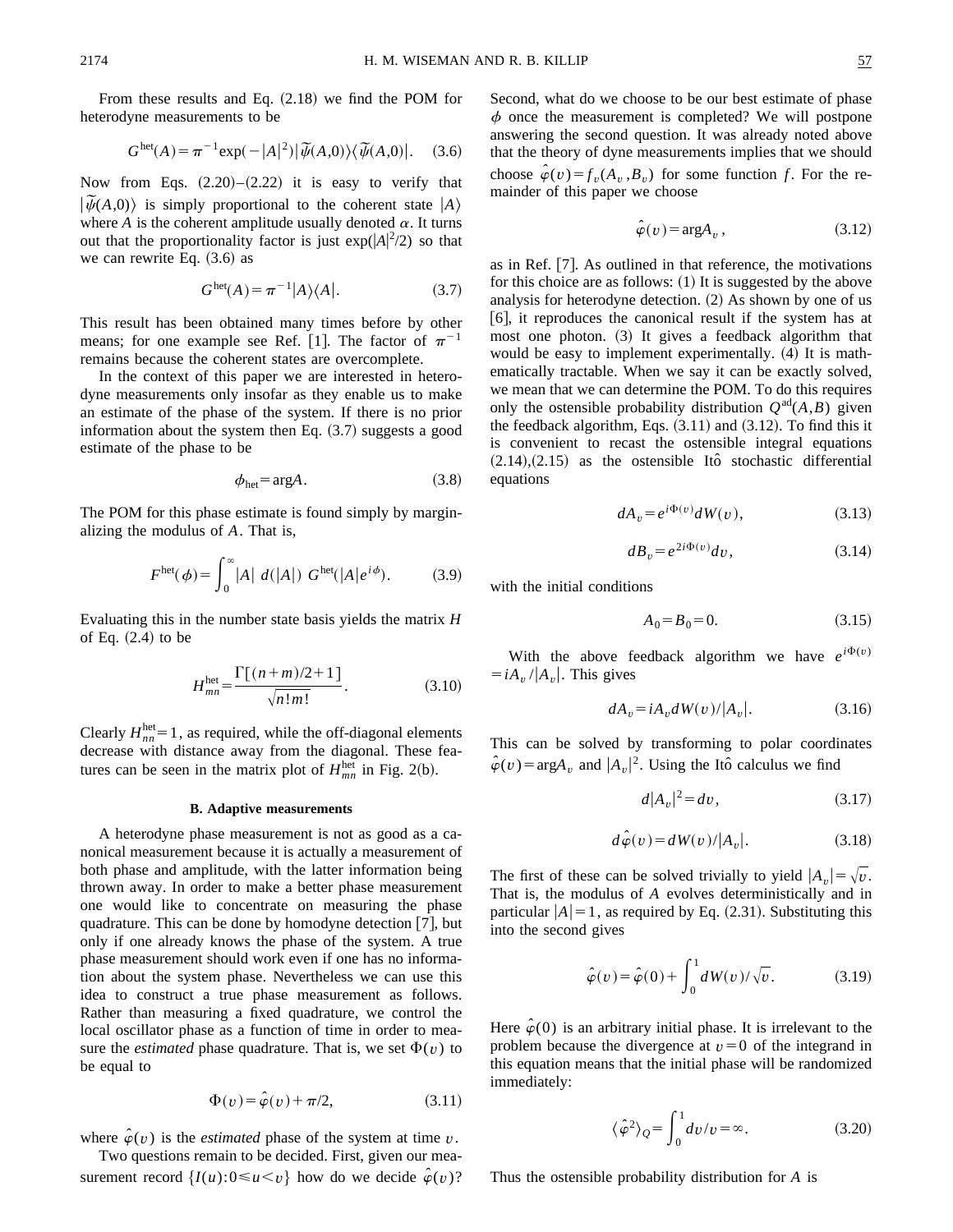From these results and Eq. (2.18) we find the POM for heterodyne measurements to be

$$G^{\rm het}(A)=\pi^{-1}\exp(-|A|^2)|\tilde{\psi}(A,0)\rangle\langle\tilde{\psi}(A,0)|. \quad (3.6)$$

Now from Eqs. (2.20)–(2.22) it is easy to verify that $|\tilde{\psi}(A,0)\rangle$ is simply proportional to the coherent state $|A\rangle$ where $A$ is the coherent amplitude usually denoted $\alpha$. It turns out that the proportionality factor is just $\exp(|A|^2/2)$ so that we can rewrite Eq. (3.6) as

$$G^{\rm het}(A)=\pi^{-1}|A\rangle\langle A|. \quad (3.7)$$

This result has been obtained many times before by other means; for one example see Ref. [1]. The factor of $\pi^{-1}$ remains because the coherent states are overcomplete.

In the context of this paper we are interested in heterodyne measurements only insofar as they enable us to make an estimate of the phase of the system. If there is no prior information about the system then Eq. (3.7) suggests a good estimate of the phase to be

$$\phi_{\rm het}=\arg A. \quad (3.8)$$

The POM for this phase estimate is found simply by marginalizing the modulus of $A$. That is,

$$F^{\rm het}(\phi)=\int_0^\infty |A|\ d(|A|)\ G^{\rm het}(|A|e^{i\phi}). \quad (3.9)$$

Evaluating this in the number state basis yields the matrix $H$ of Eq. (2.4) to be

$$H^{\rm het}_{mn}=\frac{\Gamma[(n+m)/2+1]}{\sqrt{n!m!}}. \quad (3.10)$$

Clearly $H^{\rm het}_{nn}=1$, as required, while the off-diagonal elements decrease with distance away from the diagonal. These features can be seen in the matrix plot of $H^{\rm het}_{mn}$ in Fig. 2(b).

### B. Adaptive measurements

A heterodyne phase measurement is not as good as a canonical measurement because it is actually a measurement of both phase and amplitude, with the latter information being thrown away. In order to make a better phase measurement one would like to concentrate on measuring the phase quadrature. This can be done by homodyne detection [7], but only if one already knows the phase of the system. A true phase measurement should work even if one has no information about the system phase. Nevertheless we can use this idea to construct a true phase measurement as follows. Rather than measuring a fixed quadrature, we control the local oscillator phase as a function of time in order to measure the *estimated* phase quadrature. That is, we set $\Phi(v)$ to be equal to

$$\Phi(v)=\hat{\varphi}(v)+\pi/2, \quad (3.11)$$

where $\hat{\varphi}(v)$ is the *estimated* phase of the system at time $v$.

Two questions remain to be decided. First, given our measurement record $\{I(u):0\leq u<v\}$ how do we decide $\hat{\varphi}(v)$? Second, what do we choose to be our best estimate of phase $\phi$ once the measurement is completed? We will postpone answering the second question. It was already noted above that the theory of dyne measurements implies that we should choose $\hat{\varphi}(v)=f_v(A_v,B_v)$ for some function $f$. For the remainder of this paper we choose

$$\hat{\varphi}(v)=\arg A_v, \quad (3.12)$$

as in Ref. [7]. As outlined in that reference, the motivations for this choice are as follows: (1) It is suggested by the above analysis for heterodyne detection. (2) As shown by one of us [6], it reproduces the canonical result if the system has at most one photon. (3) It gives a feedback algorithm that would be easy to implement experimentally. (4) It is mathematically tractable. When we say it can be exactly solved, we mean that we can determine the POM. To do this requires only the ostensible probability distribution $Q^{\rm ad}(A,B)$ given the feedback algorithm, Eqs. (3.11) and (3.12). To find this it is convenient to recast the ostensible integral equations (2.14),(2.15) as the ostensible Itô stochastic differential equations

$$dA_v=e^{i\Phi(v)}dW(v), \quad (3.13)$$

$$dB_v=e^{2i\Phi(v)}dv, \quad (3.14)$$

with the initial conditions

$$A_0=B_0=0. \quad (3.15)$$

With the above feedback algorithm we have $e^{i\Phi(v)}=iA_v/|A_v|$. This gives

$$dA_v=iA_v dW(v)/|A_v|. \quad (3.16)$$

This can be solved by transforming to polar coordinates $\hat{\varphi}(v)=\arg A_v$ and $|A_v|^2$. Using the Itô calculus we find

$$d|A_v|^2=dv, \quad (3.17)$$

$$d\hat{\varphi}(v)=dW(v)/|A_v|. \quad (3.18)$$

The first of these can be solved trivially to yield $|A_v|=\sqrt{v}$. That is, the modulus of $A$ evolves deterministically and in particular $|A|=1$, as required by Eq. (2.31). Substituting this into the second gives

$$\hat{\varphi}(v)=\hat{\varphi}(0)+\int_0^1 dW(v)/\sqrt{v}. \quad (3.19)$$

Here $\hat{\varphi}(0)$ is an arbitrary initial phase. It is irrelevant to the problem because the divergence at $v=0$ of the integrand in this equation means that the initial phase will be randomized immediately:

$$\langle\hat{\varphi}^2\rangle_Q=\int_0^1 dv/v=\infty. \quad (3.20)$$

Thus the ostensible probability distribution for $A$ is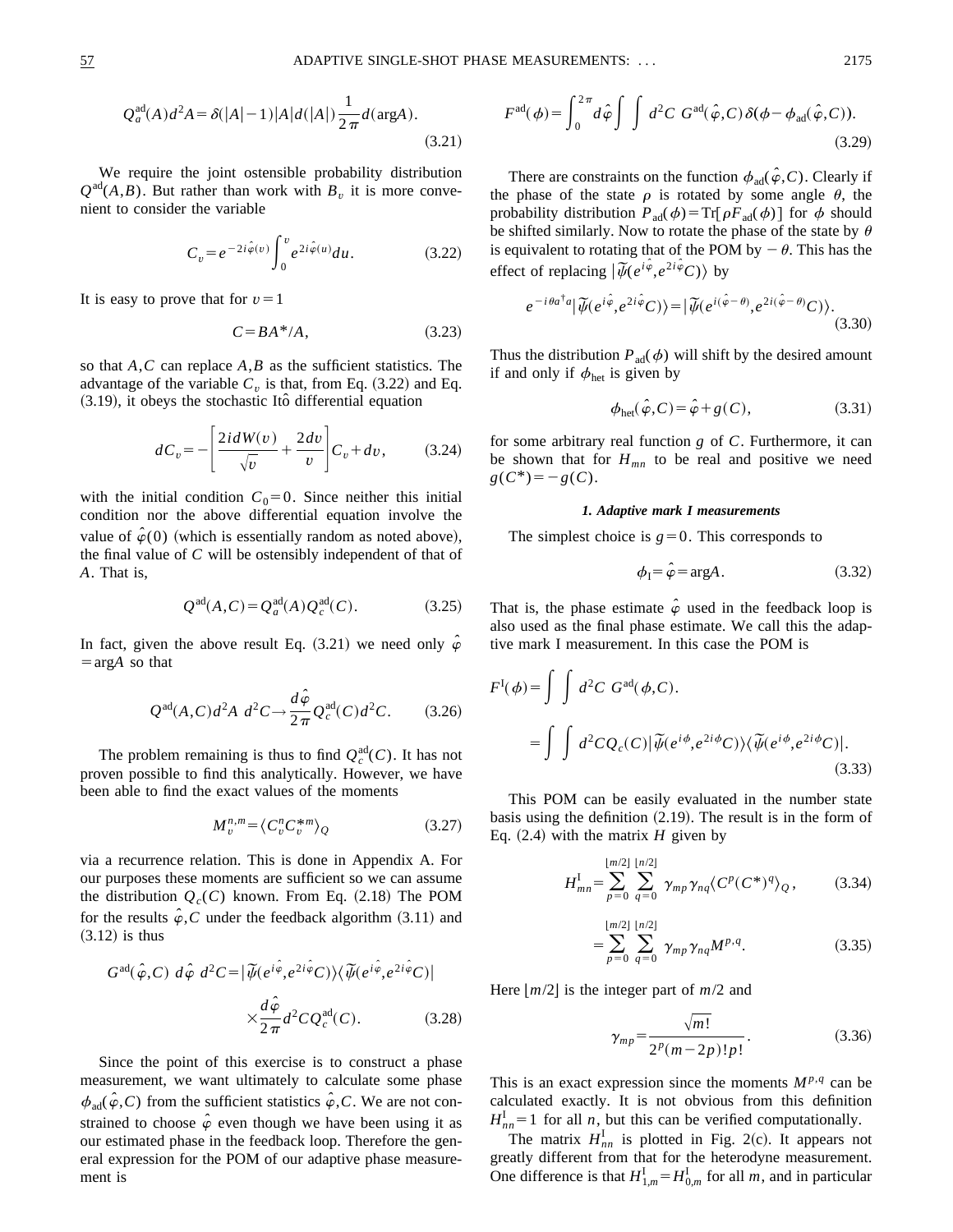$$Q_a^{\rm ad}(A)d^2A = \delta(|A|-1)|A|d(|A|)\frac{1}{2\pi}d(\arg A). \tag{3.21}$$

We require the joint ostensible probability distribution $Q^{\rm ad}(A,B)$. But rather than work with $B_v$ it is more convenient to consider the variable

$$C_v = e^{-2i\hat{\varphi}(v)}\int_0^v e^{2i\hat{\varphi}(u)}du. \tag{3.22}$$

It is easy to prove that for $v=1$

$$C = BA^*/A, \tag{3.23}$$

so that $A,C$ can replace $A,B$ as the sufficient statistics. The advantage of the variable $C_v$ is that, from Eq. (3.22) and Eq. (3.19), it obeys the stochastic Itô differential equation

$$dC_v = -\left[\frac{2i dW(v)}{\sqrt{v}} + \frac{2dv}{v}\right]C_v + dv, \tag{3.24}$$

with the initial condition $C_0=0$. Since neither this initial condition nor the above differential equation involve the value of $\hat{\varphi}(0)$ (which is essentially random as noted above), the final value of $C$ will be ostensibly independent of that of $A$. That is,

$$Q^{\rm ad}(A,C) = Q_a^{\rm ad}(A)Q_c^{\rm ad}(C). \tag{3.25}$$

In fact, given the above result Eq. (3.21) we need only $\hat{\varphi} = \arg A$ so that

$$Q^{\rm ad}(A,C)d^2A\, d^2C \to \frac{d\hat{\varphi}}{2\pi}Q_c^{\rm ad}(C)d^2C. \tag{3.26}$$

The problem remaining is thus to find $Q_c^{\rm ad}(C)$. It has not proven possible to find this analytically. However, we have been able to find the exact values of the moments

$$M_v^{n,m} = \langle C_v^n C_v^{*m}\rangle_Q \tag{3.27}$$

via a recurrence relation. This is done in Appendix A. For our purposes these moments are sufficient so we can assume the distribution $Q_c(C)$ known. From Eq. (2.18) The POM for the results $\hat{\varphi},C$ under the feedback algorithm (3.11) and (3.12) is thus

$$G^{\rm ad}(\hat{\varphi},C)\; d\hat{\varphi}\; d^2C = |\tilde{\psi}(e^{i\hat{\varphi}},e^{2i\hat{\varphi}}C)\rangle\langle\tilde{\psi}(e^{i\hat{\varphi}},e^{2i\hat{\varphi}}C)| \times\frac{d\hat{\varphi}}{2\pi}d^2C Q_c^{\rm ad}(C). \tag{3.28}$$

Since the point of this exercise is to construct a phase measurement, we want ultimately to calculate some phase $\phi_{\rm ad}(\hat{\varphi},C)$ from the sufficient statistics $\hat{\varphi},C$. We are not constrained to choose $\hat{\varphi}$ even though we have been using it as our estimated phase in the feedback loop. Therefore the general expression for the POM of our adaptive phase measurement is

$$F^{\rm ad}(\phi) = \int_0^{2\pi}d\hat{\varphi}\int\int d^2C\; G^{\rm ad}(\hat{\varphi},C)\,\delta(\phi-\phi_{\rm ad}(\hat{\varphi},C)). \tag{3.29}$$

There are constraints on the function $\phi_{\rm ad}(\hat{\varphi},C)$. Clearly if the phase of the state $\rho$ is rotated by some angle $\theta$, the probability distribution $P_{\rm ad}(\phi) = {\rm Tr}[\rho F_{\rm ad}(\phi)]$ for $\phi$ should be shifted similarly. Now to rotate the phase of the state by $\theta$ is equivalent to rotating that of the POM by $-\theta$. This has the effect of replacing $|\tilde{\psi}(e^{i\hat{\varphi}},e^{2i\hat{\varphi}}C)\rangle$ by

$$e^{-i\theta a^\dagger a}|\tilde{\psi}(e^{i\hat{\varphi}},e^{2i\hat{\varphi}}C)\rangle = |\tilde{\psi}(e^{i(\hat{\varphi}-\theta)},e^{2i(\hat{\varphi}-\theta)}C)\rangle. \tag{3.30}$$

Thus the distribution $P_{\rm ad}(\phi)$ will shift by the desired amount if and only if $\phi_{\rm het}$ is given by

$$\phi_{\rm het}(\hat{\varphi},C) = \hat{\varphi} + g(C), \tag{3.31}$$

for some arbitrary real function $g$ of $C$. Furthermore, it can be shown that for $H_{mn}$ to be real and positive we need $g(C^*) = -g(C)$.

#### 1. Adaptive mark I measurements

The simplest choice is $g=0$. This corresponds to

$$\phi_{\rm I} = \hat{\varphi} = \arg A. \tag{3.32}$$

That is, the phase estimate $\hat{\varphi}$ used in the feedback loop is also used as the final phase estimate. We call this the adaptive mark I measurement. In this case the POM is

$$\begin{aligned} F^{\rm I}(\phi) &= \int\int d^2C\; G^{\rm ad}(\phi,C). \\ &= \int\int d^2C Q_c(C)|\tilde{\psi}(e^{i\phi},e^{2i\phi}C)\rangle\langle\tilde{\psi}(e^{i\phi},e^{2i\phi}C)|. \end{aligned} \tag{3.33}$$

This POM can be easily evaluated in the number state basis using the definition (2.19). The result is in the form of Eq. (2.4) with the matrix $H$ given by

$$H_{mn}^{\rm I} = \sum_{p=0}^{\lfloor m/2\rfloor}\sum_{q=0}^{\lfloor n/2\rfloor}\gamma_{mp}\gamma_{nq}\langle C^p(C^*)^q\rangle_Q, \tag{3.34}$$

$$= \sum_{p=0}^{\lfloor m/2\rfloor}\sum_{q=0}^{\lfloor n/2\rfloor}\gamma_{mp}\gamma_{nq}M^{p,q}. \tag{3.35}$$

Here $\lfloor m/2\rfloor$ is the integer part of $m/2$ and

$$\gamma_{mp} = \frac{\sqrt{m!}}{2^p(m-2p)!p!}. \tag{3.36}$$

This is an exact expression since the moments $M^{p,q}$ can be calculated exactly. It is not obvious from this definition $H_{nn}^{\rm I}=1$ for all $n$, but this can be verified computationally.

The matrix $H_{nn}^{\rm I}$ is plotted in Fig. 2(c). It appears not greatly different from that for the heterodyne measurement. One difference is that $H_{1,m}^{\rm I} = H_{0,m}^{\rm I}$ for all $m$, and in particular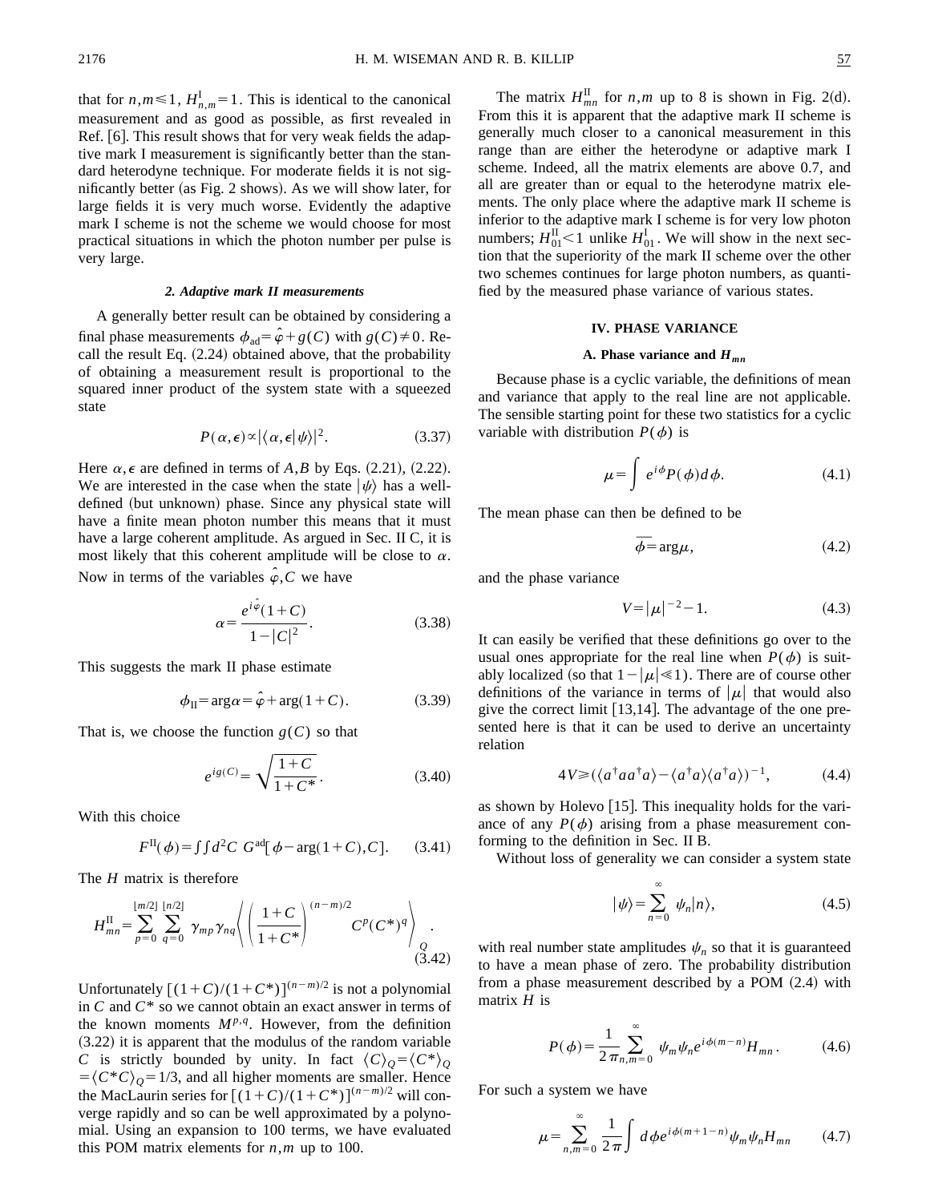that for $n,m \leqslant 1$, $H^{\rm I}_{n,m}=1$. This is identical to the canonical measurement and as good as possible, as first revealed in Ref. [6]. This result shows that for very weak fields the adaptive mark I measurement is significantly better than the standard heterodyne technique. For moderate fields it is not significantly better (as Fig. 2 shows). As we will show later, for large fields it is very much worse. Evidently the adaptive mark I scheme is not the scheme we would choose for most practical situations in which the photon number per pulse is very large.

#### 2. Adaptive mark II measurements

A generally better result can be obtained by considering a final phase measurements $\phi_{\rm ad}=\hat{\varphi}+g(C)$ with $g(C)\neq 0$. Recall the result Eq. (2.24) obtained above, that the probability of obtaining a measurement result is proportional to the squared inner product of the system state with a squeezed state

$$P(\alpha,\epsilon)\propto|\langle\alpha,\epsilon|\psi\rangle|^2. \tag{3.37}$$

Here $\alpha,\epsilon$ are defined in terms of $A,B$ by Eqs. (2.21), (2.22). We are interested in the case when the state $|\psi\rangle$ has a well-defined (but unknown) phase. Since any physical state will have a finite mean photon number this means that it must have a large coherent amplitude. As argued in Sec. II C, it is most likely that this coherent amplitude will be close to $\alpha$. Now in terms of the variables $\hat{\varphi},C$ we have

$$\alpha=\frac{e^{i\hat{\varphi}}(1+C)}{1-|C|^2}. \tag{3.38}$$

This suggests the mark II phase estimate

$$\phi_{\rm II}=\arg\alpha=\hat{\varphi}+\arg(1+C). \tag{3.39}$$

That is, we choose the function $g(C)$ so that

$$e^{ig(C)}=\sqrt{\frac{1+C}{1+C^*}}. \tag{3.40}$$

With this choice

$$F^{\rm II}(\phi)=\int\int d^2C\; G^{\rm ad}[\phi-\arg(1+C),C]. \tag{3.41}$$

The $H$ matrix is therefore

$$H^{\rm II}_{mn}=\sum_{p=0}^{\lfloor m/2\rfloor}\sum_{q=0}^{\lfloor n/2\rfloor}\gamma_{mp}\gamma_{nq}\left\langle\left(\frac{1+C}{1+C^*}\right)^{(n-m)/2}C^p(C^*)^q\right\rangle_Q. \tag{3.42}$$

Unfortunately $[(1+C)/(1+C^*)]^{(n-m)/2}$ is not a polynomial in $C$ and $C^*$ so we cannot obtain an exact answer in terms of the known moments $M^{p,q}$. However, from the definition (3.22) it is apparent that the modulus of the random variable $C$ is strictly bounded by unity. In fact $\langle C\rangle_Q=\langle C^*\rangle_Q=\langle C^*C\rangle_Q=1/3$, and all higher moments are smaller. Hence the MacLaurin series for $[(1+C)/(1+C^*)]^{(n-m)/2}$ will converge rapidly and so can be well approximated by a polynomial. Using an expansion to 100 terms, we have evaluated this POM matrix elements for $n,m$ up to 100.

The matrix $H^{\rm II}_{mn}$ for $n,m$ up to 8 is shown in Fig. 2(d). From this it is apparent that the adaptive mark II scheme is generally much closer to a canonical measurement in this range than are either the heterodyne or adaptive mark I scheme. Indeed, all the matrix elements are above 0.7, and all are greater than or equal to the heterodyne matrix elements. The only place where the adaptive mark II scheme is inferior to the adaptive mark I scheme is for very low photon numbers; $H^{\rm II}_{01}<1$ unlike $H^{\rm I}_{01}$. We will show in the next section that the superiority of the mark II scheme over the other two schemes continues for large photon numbers, as quantified by the measured phase variance of various states.

## IV. PHASE VARIANCE

### A. Phase variance and $H_{mn}$

Because phase is a cyclic variable, the definitions of mean and variance that apply to the real line are not applicable. The sensible starting point for these two statistics for a cyclic variable with distribution $P(\phi)$ is

$$\mu=\int e^{i\phi}P(\phi)d\phi. \tag{4.1}$$

The mean phase can then be defined to be

$$\overline{\phi}=\arg\mu, \tag{4.2}$$

and the phase variance

$$V=|\mu|^{-2}-1. \tag{4.3}$$

It can easily be verified that these definitions go over to the usual ones appropriate for the real line when $P(\phi)$ is suitably localized (so that $1-|\mu|\ll 1$). There are of course other definitions of the variance in terms of $|\mu|$ that would also give the correct limit [13,14]. The advantage of the one presented here is that it can be used to derive an uncertainty relation

$$4V\geqslant(\langle a^\dagger a a^\dagger a\rangle-\langle a^\dagger a\rangle\langle a^\dagger a\rangle)^{-1}, \tag{4.4}$$

as shown by Holevo [15]. This inequality holds for the variance of any $P(\phi)$ arising from a phase measurement conforming to the definition in Sec. II B.

Without loss of generality we can consider a system state

$$|\psi\rangle=\sum_{n=0}^{\infty}\psi_n|n\rangle, \tag{4.5}$$

with real number state amplitudes $\psi_n$ so that it is guaranteed to have a mean phase of zero. The probability distribution from a phase measurement described by a POM (2.4) with matrix $H$ is

$$P(\phi)=\frac{1}{2\pi}\sum_{n,m=0}^{\infty}\psi_m\psi_n e^{i\phi(m-n)}H_{mn}. \tag{4.6}$$

For such a system we have

$$\mu=\sum_{n,m=0}^{\infty}\frac{1}{2\pi}\int d\phi e^{i\phi(m+1-n)}\psi_m\psi_n H_{mn} \tag{4.7}$$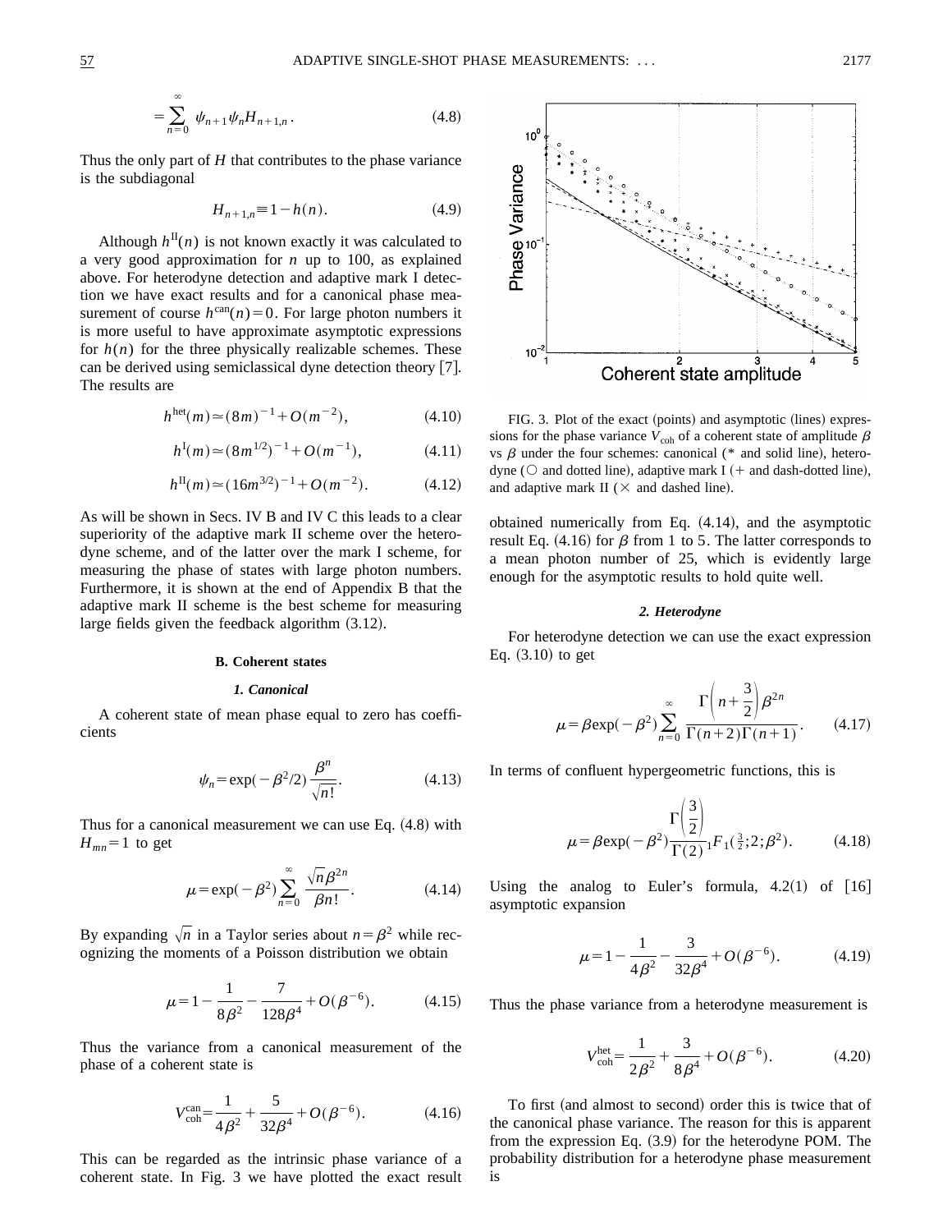$$= \sum_{n=0}^{\infty} \psi_{n+1}\psi_n H_{n+1,n}. \tag{4.8}$$

Thus the only part of $H$ that contributes to the phase variance is the subdiagonal

$$H_{n+1,n} \equiv 1 - h(n). \tag{4.9}$$

Although $h^{\rm II}(n)$ is not known exactly it was calculated to a very good approximation for $n$ up to 100, as explained above. For heterodyne detection and adaptive mark I detection we have exact results and for a canonical phase measurement of course $h^{\rm can}(n)=0$. For large photon numbers it is more useful to have approximate asymptotic expressions for $h(n)$ for the three physically realizable schemes. These can be derived using semiclassical dyne detection theory [7]. The results are

$$h^{\rm het}(m) \simeq (8m)^{-1} + O(m^{-2}), \tag{4.10}$$

$$h^{\rm I}(m) \simeq (8m^{1/2})^{-1} + O(m^{-1}), \tag{4.11}$$

$$h^{\rm II}(m) \simeq (16m^{3/2})^{-1} + O(m^{-2}). \tag{4.12}$$

As will be shown in Secs. IV B and IV C this leads to a clear superiority of the adaptive mark II scheme over the heterodyne scheme, and of the latter over the mark I scheme, for measuring the phase of states with large photon numbers. Furthermore, it is shown at the end of Appendix B that the adaptive mark II scheme is the best scheme for measuring large fields given the feedback algorithm (3.12).

### B. Coherent states

#### 1. Canonical

A coherent state of mean phase equal to zero has coefficients

$$\psi_n = \exp(-\beta^2/2)\frac{\beta^n}{\sqrt{n!}}. \tag{4.13}$$

Thus for a canonical measurement we can use Eq. (4.8) with $H_{mn}=1$ to get

$$\mu = \exp(-\beta^2)\sum_{n=0}^{\infty} \frac{\sqrt{n}\beta^{2n}}{\beta n!}. \tag{4.14}$$

By expanding $\sqrt{n}$ in a Taylor series about $n=\beta^2$ while recognizing the moments of a Poisson distribution we obtain

$$\mu = 1 - \frac{1}{8\beta^2} - \frac{7}{128\beta^4} + O(\beta^{-6}). \tag{4.15}$$

Thus the variance from a canonical measurement of the phase of a coherent state is

$$V_{\rm coh}^{\rm can} = \frac{1}{4\beta^2} + \frac{5}{32\beta^4} + O(\beta^{-6}). \tag{4.16}$$

This can be regarded as the intrinsic phase variance of a coherent state. In Fig. 3 we have plotted the exact result obtained numerically from Eq. (4.14), and the asymptotic result Eq. (4.16) for $\beta$ from 1 to 5. The latter corresponds to a mean photon number of 25, which is evidently large enough for the asymptotic results to hold quite well.

FIG. 3. Plot of the exact (points) and asymptotic (lines) expressions for the phase variance $V_{\rm coh}$ of a coherent state of amplitude $\beta$ vs $\beta$ under the four schemes: canonical (* and solid line), heterodyne (○ and dotted line), adaptive mark I (+ and dash-dotted line), and adaptive mark II (× and dashed line).

#### 2. Heterodyne

For heterodyne detection we can use the exact expression Eq. (3.10) to get

$$\mu = \beta\exp(-\beta^2)\sum_{n=0}^{\infty} \frac{\Gamma\left(n+\frac{3}{2}\right)\beta^{2n}}{\Gamma(n+2)\Gamma(n+1)}. \tag{4.17}$$

In terms of confluent hypergeometric functions, this is

$$\mu = \beta\exp(-\beta^2)\frac{\Gamma\left(\frac{3}{2}\right)}{\Gamma(2)}{}_1F_1\left(\tfrac{3}{2};2;\beta^2\right). \tag{4.18}$$

Using the analog to Euler's formula, 4.2(1) of [16] asymptotic expansion

$$\mu = 1 - \frac{1}{4\beta^2} - \frac{3}{32\beta^4} + O(\beta^{-6}). \tag{4.19}$$

Thus the phase variance from a heterodyne measurement is

$$V_{\rm coh}^{\rm het} = \frac{1}{2\beta^2} + \frac{3}{8\beta^4} + O(\beta^{-6}). \tag{4.20}$$

To first (and almost to second) order this is twice that of the canonical phase variance. The reason for this is apparent from the expression Eq. (3.9) for the heterodyne POM. The probability distribution for a heterodyne phase measurement is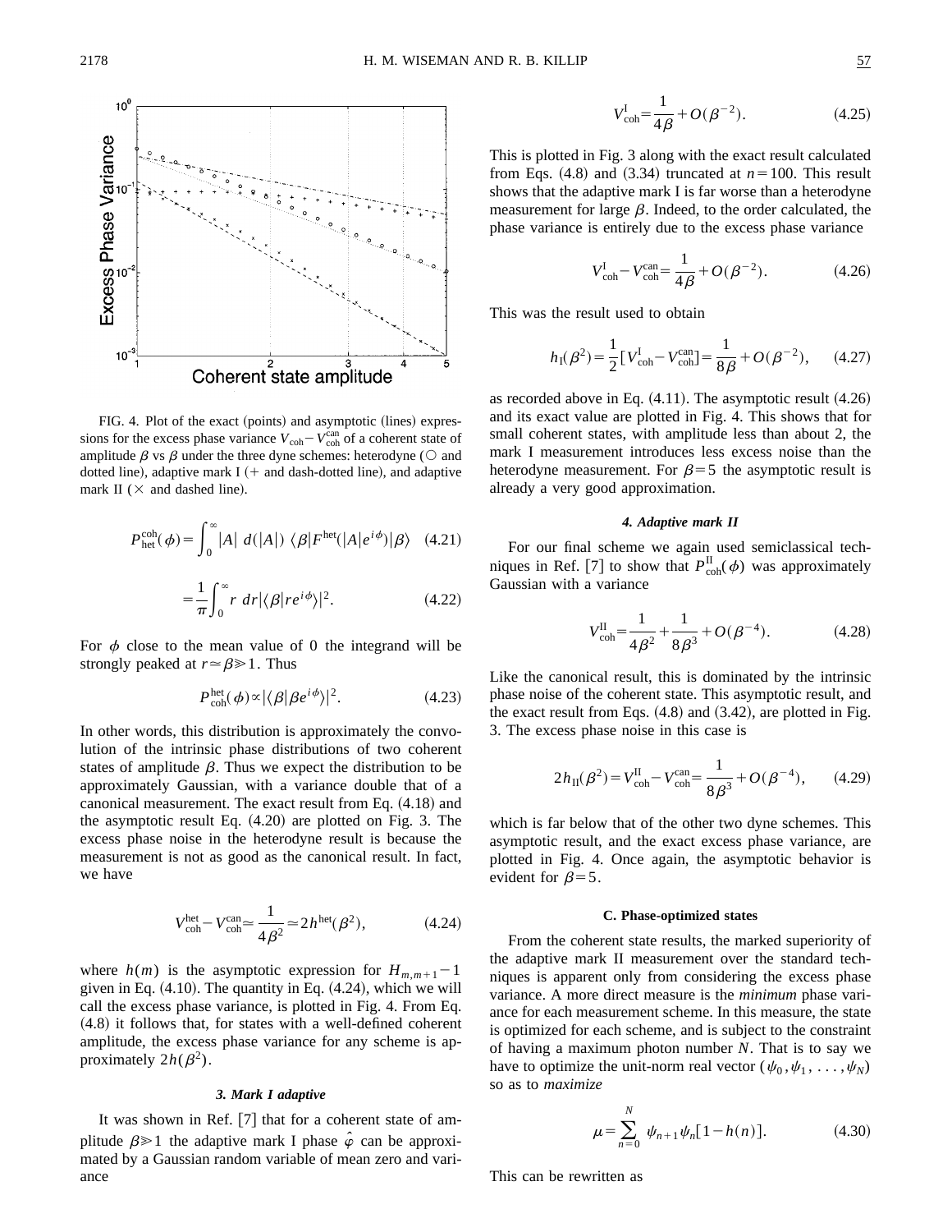FIG. 4. Plot of the exact (points) and asymptotic (lines) expressions for the excess phase variance $V_{\rm coh}-V_{\rm coh}^{\rm can}$ of a coherent state of amplitude $\beta$ vs $\beta$ under the three dyne schemes: heterodyne ($\bigcirc$ and dotted line), adaptive mark I (+ and dash-dotted line), and adaptive mark II ($\times$ and dashed line).

$$P_{\rm het}^{\rm coh}(\phi)=\int_0^\infty |A|\; d(|A|)\; \langle\beta|F^{\rm het}(|A|e^{i\phi})|\beta\rangle \tag{4.21}$$

$$=\frac{1}{\pi}\int_0^\infty r\; dr|\langle\beta|re^{i\phi}\rangle|^2. \tag{4.22}$$

For $\phi$ close to the mean value of 0 the integrand will be strongly peaked at $r\simeq\beta\gg1$. Thus

$$P_{\rm coh}^{\rm het}(\phi)\propto|\langle\beta|\beta e^{i\phi}\rangle|^2. \tag{4.23}$$

In other words, this distribution is approximately the convolution of the intrinsic phase distributions of two coherent states of amplitude $\beta$. Thus we expect the distribution to be approximately Gaussian, with a variance double that of a canonical measurement. The exact result from Eq. (4.18) and the asymptotic result Eq. (4.20) are plotted on Fig. 3. The excess phase noise in the heterodyne result is because the measurement is not as good as the canonical result. In fact, we have

$$V_{\rm coh}^{\rm het}-V_{\rm coh}^{\rm can}\simeq\frac{1}{4\beta^2}\simeq 2h^{\rm het}(\beta^2), \tag{4.24}$$

where $h(m)$ is the asymptotic expression for $H_{m,m+1}-1$ given in Eq. (4.10). The quantity in Eq. (4.24), which we will call the excess phase variance, is plotted in Fig. 4. From Eq. (4.8) it follows that, for states with a well-defined coherent amplitude, the excess phase variance for any scheme is approximately $2h(\beta^2)$.

#### *3. Mark I adaptive*

It was shown in Ref. [7] that for a coherent state of amplitude $\beta\gg1$ the adaptive mark I phase $\hat{\varphi}$ can be approximated by a Gaussian random variable of mean zero and variance

$$V_{\rm coh}^{\rm I}=\frac{1}{4\beta}+O(\beta^{-2}). \tag{4.25}$$

This is plotted in Fig. 3 along with the exact result calculated from Eqs. (4.8) and (3.34) truncated at $n=100$. This result shows that the adaptive mark I is far worse than a heterodyne measurement for large $\beta$. Indeed, to the order calculated, the phase variance is entirely due to the excess phase variance

$$V_{\rm coh}^{\rm I}-V_{\rm coh}^{\rm can}=\frac{1}{4\beta}+O(\beta^{-2}). \tag{4.26}$$

This was the result used to obtain

$$h_{\rm I}(\beta^2)=\frac{1}{2}[V_{\rm coh}^{\rm I}-V_{\rm coh}^{\rm can}]=\frac{1}{8\beta}+O(\beta^{-2}), \tag{4.27}$$

as recorded above in Eq. (4.11). The asymptotic result (4.26) and its exact value are plotted in Fig. 4. This shows that for small coherent states, with amplitude less than about 2, the mark I measurement introduces less excess noise than the heterodyne measurement. For $\beta=5$ the asymptotic result is already a very good approximation.

#### *4. Adaptive mark II*

For our final scheme we again used semiclassical techniques in Ref. [7] to show that $P_{\rm coh}^{\rm II}(\phi)$ was approximately Gaussian with a variance

$$V_{\rm coh}^{\rm II}=\frac{1}{4\beta^2}+\frac{1}{8\beta^3}+O(\beta^{-4}). \tag{4.28}$$

Like the canonical result, this is dominated by the intrinsic phase noise of the coherent state. This asymptotic result, and the exact result from Eqs. (4.8) and (3.42), are plotted in Fig. 3. The excess phase noise in this case is

$$2h_{\rm II}(\beta^2)=V_{\rm coh}^{\rm II}-V_{\rm coh}^{\rm can}=\frac{1}{8\beta^3}+O(\beta^{-4}), \tag{4.29}$$

which is far below that of the other two dyne schemes. This asymptotic result, and the exact excess phase variance, are plotted in Fig. 4. Once again, the asymptotic behavior is evident for $\beta=5$.

### C. Phase-optimized states

From the coherent state results, the marked superiority of the adaptive mark II measurement over the standard techniques is apparent only from considering the excess phase variance. A more direct measure is the *minimum* phase variance for each measurement scheme. In this measure, the state is optimized for each scheme, and is subject to the constraint of having a maximum photon number $N$. That is to say we have to optimize the unit-norm real vector $(\psi_0,\psi_1,\ldots,\psi_N)$ so as to *maximize*

$$\mu=\sum_{n=0}^{N}\psi_{n+1}\psi_n[1-h(n)]. \tag{4.30}$$

This can be rewritten as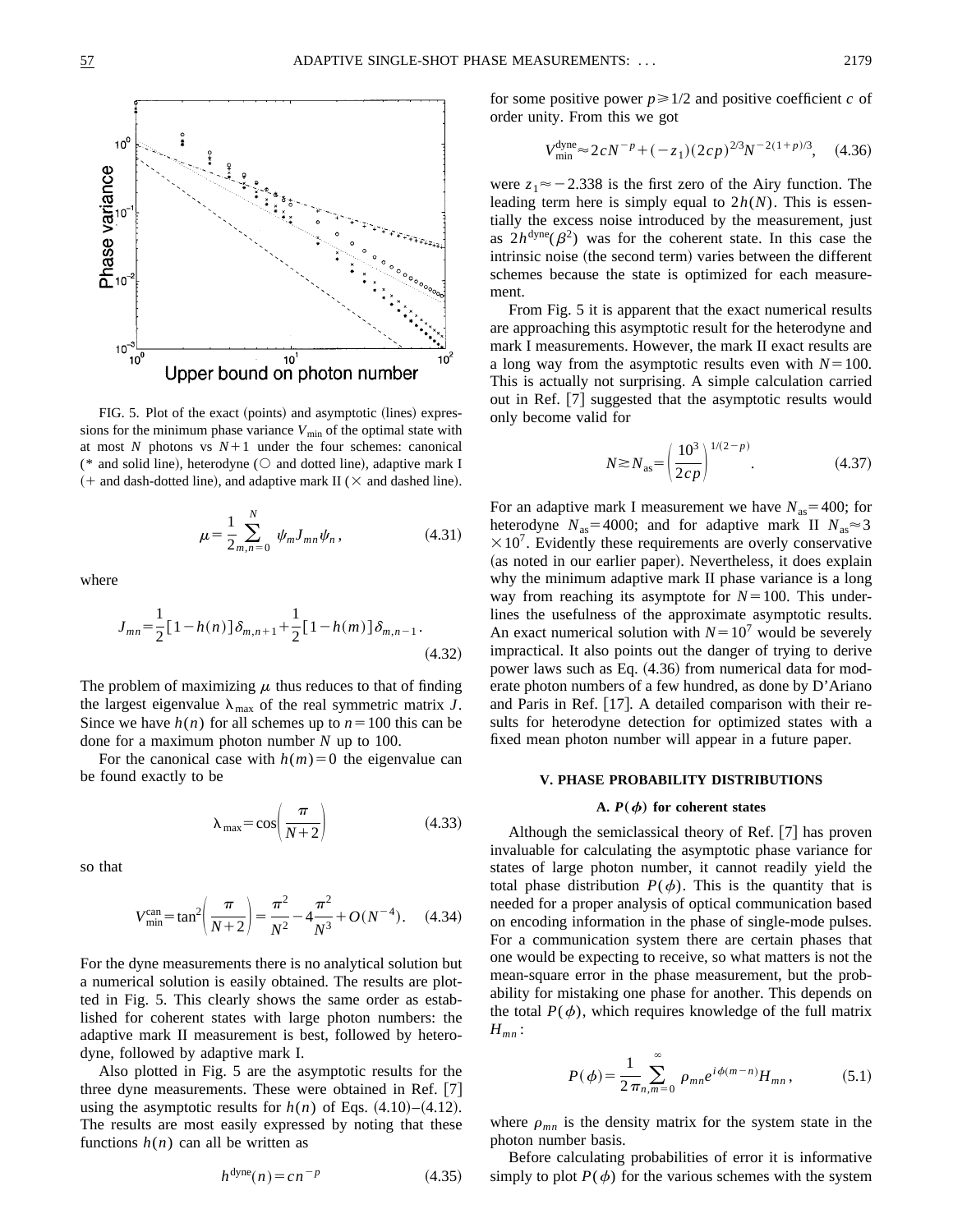FIG. 5. Plot of the exact (points) and asymptotic (lines) expressions for the minimum phase variance $V_{\rm min}$ of the optimal state with at most $N$ photons vs $N+1$ under the four schemes: canonical (* and solid line), heterodyne (○ and dotted line), adaptive mark I (+ and dash-dotted line), and adaptive mark II (× and dashed line).

$$\mu=\frac{1}{2}\sum_{m,n=0}^{N}\psi_m J_{mn}\psi_n, \tag{4.31}$$

where

$$J_{mn}=\frac{1}{2}[1-h(n)]\delta_{m,n+1}+\frac{1}{2}[1-h(m)]\delta_{m,n-1}. \tag{4.32}$$

The problem of maximizing $\mu$ thus reduces to that of finding the largest eigenvalue $\lambda_{\rm max}$ of the real symmetric matrix $J$. Since we have $h(n)$ for all schemes up to $n=100$ this can be done for a maximum photon number $N$ up to 100.

For the canonical case with $h(m)=0$ the eigenvalue can be found exactly to be

$$\lambda_{\rm max}=\cos\left(\frac{\pi}{N+2}\right) \tag{4.33}$$

so that

$$V_{\rm min}^{\rm can}=\tan^2\left(\frac{\pi}{N+2}\right)=\frac{\pi^2}{N^2}-4\frac{\pi^2}{N^3}+O(N^{-4}). \tag{4.34}$$

For the dyne measurements there is no analytical solution but a numerical solution is easily obtained. The results are plotted in Fig. 5. This clearly shows the same order as established for coherent states with large photon numbers: the adaptive mark II measurement is best, followed by heterodyne, followed by adaptive mark I.

Also plotted in Fig. 5 are the asymptotic results for the three dyne measurements. These were obtained in Ref. [7] using the asymptotic results for $h(n)$ of Eqs. (4.10)–(4.12). The results are most easily expressed by noting that these functions $h(n)$ can all be written as

$$h^{\rm dyne}(n)=cn^{-p} \tag{4.35}$$

for some positive power $p\geq 1/2$ and positive coefficient $c$ of order unity. From this we got

$$V_{\rm min}^{\rm dyne}\approx 2cN^{-p}+(-z_1)(2cp)^{2/3}N^{-2(1+p)/3}, \tag{4.36}$$

were $z_1\approx -2.338$ is the first zero of the Airy function. The leading term here is simply equal to $2h(N)$. This is essentially the excess noise introduced by the measurement, just as $2h^{\rm dyne}(\beta^2)$ was for the coherent state. In this case the intrinsic noise (the second term) varies between the different schemes because the state is optimized for each measurement.

From Fig. 5 it is apparent that the exact numerical results are approaching this asymptotic result for the heterodyne and mark I measurements. However, the mark II exact results are a long way from the asymptotic results even with $N=100$. This is actually not surprising. A simple calculation carried out in Ref. [7] suggested that the asymptotic results would only become valid for

$$N\gtrsim N_{\rm as}=\left(\frac{10^3}{2cp}\right)^{1/(2-p)}. \tag{4.37}$$

For an adaptive mark I measurement we have $N_{\rm as}=400$; for heterodyne $N_{\rm as}=4000$; and for adaptive mark II $N_{\rm as}\approx 3\times 10^7$. Evidently these requirements are overly conservative (as noted in our earlier paper). Nevertheless, it does explain why the minimum adaptive mark II phase variance is a long way from reaching its asymptote for $N=100$. This underlines the usefulness of the approximate asymptotic results. An exact numerical solution with $N=10^7$ would be severely impractical. It also points out the danger of trying to derive power laws such as Eq. (4.36) from numerical data for moderate photon numbers of a few hundred, as done by D'Ariano and Paris in Ref. [17]. A detailed comparison with their results for heterodyne detection for optimized states with a fixed mean photon number will appear in a future paper.

## V. PHASE PROBABILITY DISTRIBUTIONS

### A. $P(\phi)$ for coherent states

Although the semiclassical theory of Ref. [7] has proven invaluable for calculating the asymptotic phase variance for states of large photon number, it cannot readily yield the total phase distribution $P(\phi)$. This is the quantity that is needed for a proper analysis of optical communication based on encoding information in the phase of single-mode pulses. For a communication system there are certain phases that one would be expecting to receive, so what matters is not the mean-square error in the phase measurement, but the probability for mistaking one phase for another. This depends on the total $P(\phi)$, which requires knowledge of the full matrix $H_{mn}$:

$$P(\phi)=\frac{1}{2\pi}\sum_{n,m=0}^{\infty}\rho_{mn}e^{i\phi(m-n)}H_{mn}, \tag{5.1}$$

where $\rho_{mn}$ is the density matrix for the system state in the photon number basis.

Before calculating probabilities of error it is informative simply to plot $P(\phi)$ for the various schemes with the system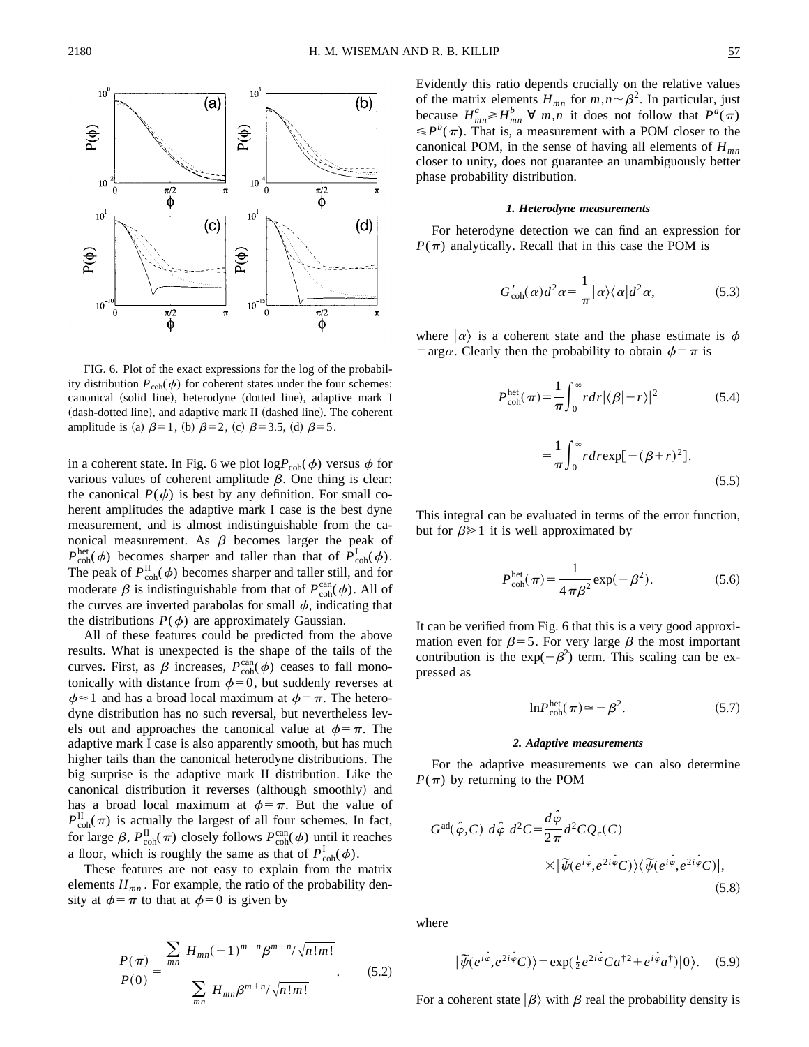FIG. 6. Plot of the exact expressions for the log of the probability distribution $P_{\rm coh}(\phi)$ for coherent states under the four schemes: canonical (solid line), heterodyne (dotted line), adaptive mark I (dash-dotted line), and adaptive mark II (dashed line). The coherent amplitude is (a) $\beta=1$, (b) $\beta=2$, (c) $\beta=3.5$, (d) $\beta=5$.

in a coherent state. In Fig. 6 we plot $\log P_{\rm coh}(\phi)$ versus $\phi$ for various values of coherent amplitude $\beta$. One thing is clear: the canonical $P(\phi)$ is best by any definition. For small coherent amplitudes the adaptive mark I case is the best dyne measurement, and is almost indistinguishable from the canonical measurement. As $\beta$ becomes larger the peak of $P^{\rm het}_{\rm coh}(\phi)$ becomes sharper and taller than that of $P^{\rm I}_{\rm coh}(\phi)$. The peak of $P^{\rm II}_{\rm coh}(\phi)$ becomes sharper and taller still, and for moderate $\beta$ is indistinguishable from that of $P^{\rm can}_{\rm coh}(\phi)$. All of the curves are inverted parabolas for small $\phi$, indicating that the distributions $P(\phi)$ are approximately Gaussian.

All of these features could be predicted from the above results. What is unexpected is the shape of the tails of the curves. First, as $\beta$ increases, $P^{\rm can}_{\rm coh}(\phi)$ ceases to fall monotonically with distance from $\phi=0$, but suddenly reverses at $\phi\approx 1$ and has a broad local maximum at $\phi=\pi$. The heterodyne distribution has no such reversal, but nevertheless levels out and approaches the canonical value at $\phi=\pi$. The adaptive mark I case is also apparently smooth, but has much higher tails than the canonical heterodyne distributions. The big surprise is the adaptive mark II distribution. Like the canonical distribution it reverses (although smoothly) and has a broad local maximum at $\phi=\pi$. But the value of $P^{\rm II}_{\rm coh}(\pi)$ is actually the largest of all four schemes. In fact, for large $\beta$, $P^{\rm II}_{\rm coh}(\pi)$ closely follows $P^{\rm can}_{\rm coh}(\phi)$ until it reaches a floor, which is roughly the same as that of $P^{\rm I}_{\rm coh}(\phi)$.

These features are not easy to explain from the matrix elements $H_{mn}$. For example, the ratio of the probability density at $\phi=\pi$ to that at $\phi=0$ is given by

$$\frac{P(\pi)}{P(0)}=\frac{\sum_{mn} H_{mn}(-1)^{m-n}\beta^{m+n}/\sqrt{n!m!}}{\sum_{mn} H_{mn}\beta^{m+n}/\sqrt{n!m!}}. \tag{5.2}$$

Evidently this ratio depends crucially on the relative values of the matrix elements $H_{mn}$ for $m,n\sim\beta^2$. In particular, just because $H^a_{mn}\geq H^b_{mn}\ \forall\ m,n$ it does not follow that $P^a(\pi)\leq P^b(\pi)$. That is, a measurement with a POM closer to the canonical POM, in the sense of having all elements of $H_{mn}$ closer to unity, does not guarantee an unambiguously better phase probability distribution.

#### 1. Heterodyne measurements

For heterodyne detection we can find an expression for $P(\pi)$ analytically. Recall that in this case the POM is

$$G'_{\rm coh}(\alpha)d^2\alpha=\frac{1}{\pi}|\alpha\rangle\langle\alpha|d^2\alpha, \tag{5.3}$$

where $|\alpha\rangle$ is a coherent state and the phase estimate is $\phi=\arg\alpha$. Clearly then the probability to obtain $\phi=\pi$ is

$$P^{\rm het}_{\rm coh}(\pi)=\frac{1}{\pi}\int_0^\infty r dr|\langle\beta|-r\rangle|^2 \tag{5.4}$$

$$=\frac{1}{\pi}\int_0^\infty r dr \exp[-(\beta+r)^2]. \tag{5.5}$$

This integral can be evaluated in terms of the error function, but for $\beta\gg 1$ it is well approximated by

$$P^{\rm het}_{\rm coh}(\pi)=\frac{1}{4\pi\beta^2}\exp(-\beta^2). \tag{5.6}$$

It can be verified from Fig. 6 that this is a very good approximation even for $\beta=5$. For very large $\beta$ the most important contribution is the $\exp(-\beta^2)$ term. This scaling can be expressed as

$$\ln P^{\rm het}_{\rm coh}(\pi)\simeq-\beta^2. \tag{5.7}$$

#### 2. Adaptive measurements

For the adaptive measurements we can also determine $P(\pi)$ by returning to the POM

$$G^{\rm ad}(\hat\varphi,C)\ d\hat\varphi\ d^2C=\frac{d\hat\varphi}{2\pi}d^2CQ_c(C)\times|\tilde\psi(e^{i\hat\varphi},e^{2i\hat\varphi}C)\rangle\langle\tilde\psi(e^{i\hat\varphi},e^{2i\hat\varphi}C)|, \tag{5.8}$$

where

$$|\tilde\psi(e^{i\hat\varphi},e^{2i\hat\varphi}C)\rangle=\exp(\tfrac{1}{2}e^{2i\hat\varphi}Ca^{\dagger 2}+e^{i\hat\varphi}a^\dagger)|0\rangle. \tag{5.9}$$

For a coherent state $|\beta\rangle$ with $\beta$ real the probability density is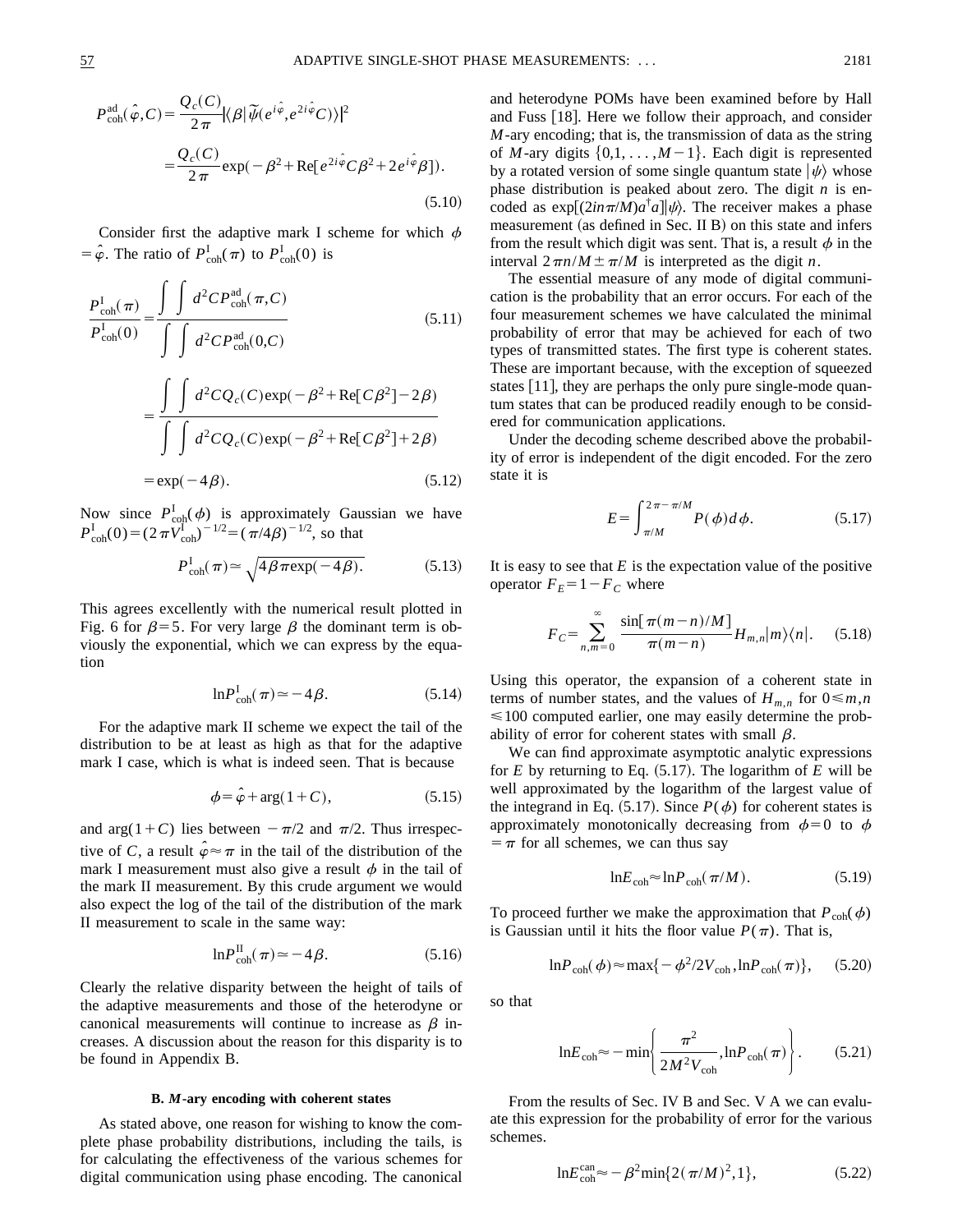$$P_{\rm coh}^{\rm ad}(\hat{\varphi},C)=\frac{Q_c(C)}{2\pi}|\langle\beta|\tilde{\psi}(e^{i\hat{\varphi}},e^{2i\hat{\varphi}}C)\rangle|^2$$

$$=\frac{Q_c(C)}{2\pi}\exp(-\beta^2+{\rm Re}[e^{2i\hat{\varphi}}C\beta^2+2e^{i\hat{\varphi}}\beta]). \tag{5.10}$$

Consider first the adaptive mark I scheme for which $\phi=\hat{\varphi}$. The ratio of $P_{\rm coh}^{\rm I}(\pi)$ to $P_{\rm coh}^{\rm I}(0)$ is

$$\frac{P_{\rm coh}^{\rm I}(\pi)}{P_{\rm coh}^{\rm I}(0)}=\frac{\int\int d^2CP_{\rm coh}^{\rm ad}(\pi,C)}{\int\int d^2CP_{\rm coh}^{\rm ad}(0,C)} \tag{5.11}$$

$$=\frac{\int\int d^2CQ_c(C)\exp(-\beta^2+{\rm Re}[C\beta^2]-2\beta)}{\int\int d^2CQ_c(C)\exp(-\beta^2+{\rm Re}[C\beta^2]+2\beta)}$$

$$=\exp(-4\beta). \tag{5.12}$$

Now since $P_{\rm coh}^{\rm I}(\phi)$ is approximately Gaussian we have $P_{\rm coh}^{\rm I}(0)=(2\pi V_{\rm coh}^{\rm I})^{-1/2}=(\pi/4\beta)^{-1/2}$, so that

$$P_{\rm coh}^{\rm I}(\pi)\simeq\sqrt{4\beta\pi\exp(-4\beta)}. \tag{5.13}$$

This agrees excellently with the numerical result plotted in Fig. 6 for $\beta=5$. For very large $\beta$ the dominant term is obviously the exponential, which we can express by the equation

$$\ln P_{\rm coh}^{\rm I}(\pi)\simeq-4\beta. \tag{5.14}$$

For the adaptive mark II scheme we expect the tail of the distribution to be at least as high as that for the adaptive mark I case, which is what is indeed seen. That is because

$$\phi=\hat{\varphi}+\arg(1+C), \tag{5.15}$$

and $\arg(1+C)$ lies between $-\pi/2$ and $\pi/2$. Thus irrespective of $C$, a result $\hat{\varphi}\approx\pi$ in the tail of the distribution of the mark I measurement must also give a result $\phi$ in the tail of the mark II measurement. By this crude argument we would also expect the log of the tail of the distribution of the mark II measurement to scale in the same way:

$$\ln P_{\rm coh}^{\rm II}(\pi)\simeq-4\beta. \tag{5.16}$$

Clearly the relative disparity between the height of tails of the adaptive measurements and those of the heterodyne or canonical measurements will continue to increase as $\beta$ increases. A discussion about the reason for this disparity is to be found in Appendix B.

### B. *M*-ary encoding with coherent states

As stated above, one reason for wishing to know the complete phase probability distributions, including the tails, is for calculating the effectiveness of the various schemes for digital communication using phase encoding. The canonical and heterodyne POMs have been examined before by Hall and Fuss [18]. Here we follow their approach, and consider $M$-ary encoding; that is, the transmission of data as the string of $M$-ary digits $\{0,1,\ldots,M-1\}$. Each digit is represented by a rotated version of some single quantum state $|\psi\rangle$ whose phase distribution is peaked about zero. The digit $n$ is encoded as $\exp[(2in\pi/M)a^\dagger a]|\psi\rangle$. The receiver makes a phase measurement (as defined in Sec. II B) on this state and infers from the result which digit was sent. That is, a result $\phi$ in the interval $2\pi n/M\pm\pi/M$ is interpreted as the digit $n$.

The essential measure of any mode of digital communication is the probability that an error occurs. For each of the four measurement schemes we have calculated the minimal probability of error that may be achieved for each of two types of transmitted states. The first type is coherent states. These are important because, with the exception of squeezed states [11], they are perhaps the only pure single-mode quantum states that can be produced readily enough to be considered for communication applications.

Under the decoding scheme described above the probability of error is independent of the digit encoded. For the zero state it is

$$E=\int_{\pi/M}^{2\pi-\pi/M}P(\phi)d\phi. \tag{5.17}$$

It is easy to see that $E$ is the expectation value of the positive operator $F_E=1-F_C$ where

$$F_C=\sum_{n,m=0}^{\infty}\frac{\sin[\pi(m-n)/M]}{\pi(m-n)}H_{m,n}|m\rangle\langle n|. \tag{5.18}$$

Using this operator, the expansion of a coherent state in terms of number states, and the values of $H_{m,n}$ for $0\leq m,n\leq100$ computed earlier, one may easily determine the probability of error for coherent states with small $\beta$.

We can find approximate asymptotic analytic expressions for $E$ by returning to Eq. (5.17). The logarithm of $E$ will be well approximated by the logarithm of the largest value of the integrand in Eq. (5.17). Since $P(\phi)$ for coherent states is approximately monotonically decreasing from $\phi=0$ to $\phi=\pi$ for all schemes, we can thus say

$$\ln E_{\rm coh}\approx\ln P_{\rm coh}(\pi/M). \tag{5.19}$$

To proceed further we make the approximation that $P_{\rm coh}(\phi)$ is Gaussian until it hits the floor value $P(\pi)$. That is,

$$\ln P_{\rm coh}(\phi)\approx\max\{-\phi^2/2V_{\rm coh},\ln P_{\rm coh}(\pi)\}, \tag{5.20}$$

so that

$$\ln E_{\rm coh}\approx-\min\left\{\frac{\pi^2}{2M^2V_{\rm coh}},\ln P_{\rm coh}(\pi)\right\}. \tag{5.21}$$

From the results of Sec. IV B and Sec. V A we can evaluate this expression for the probability of error for the various schemes.

$$\ln E_{\rm coh}^{\rm can}\approx-\beta^2\min\{2(\pi/M)^2,1\}, \tag{5.22}$$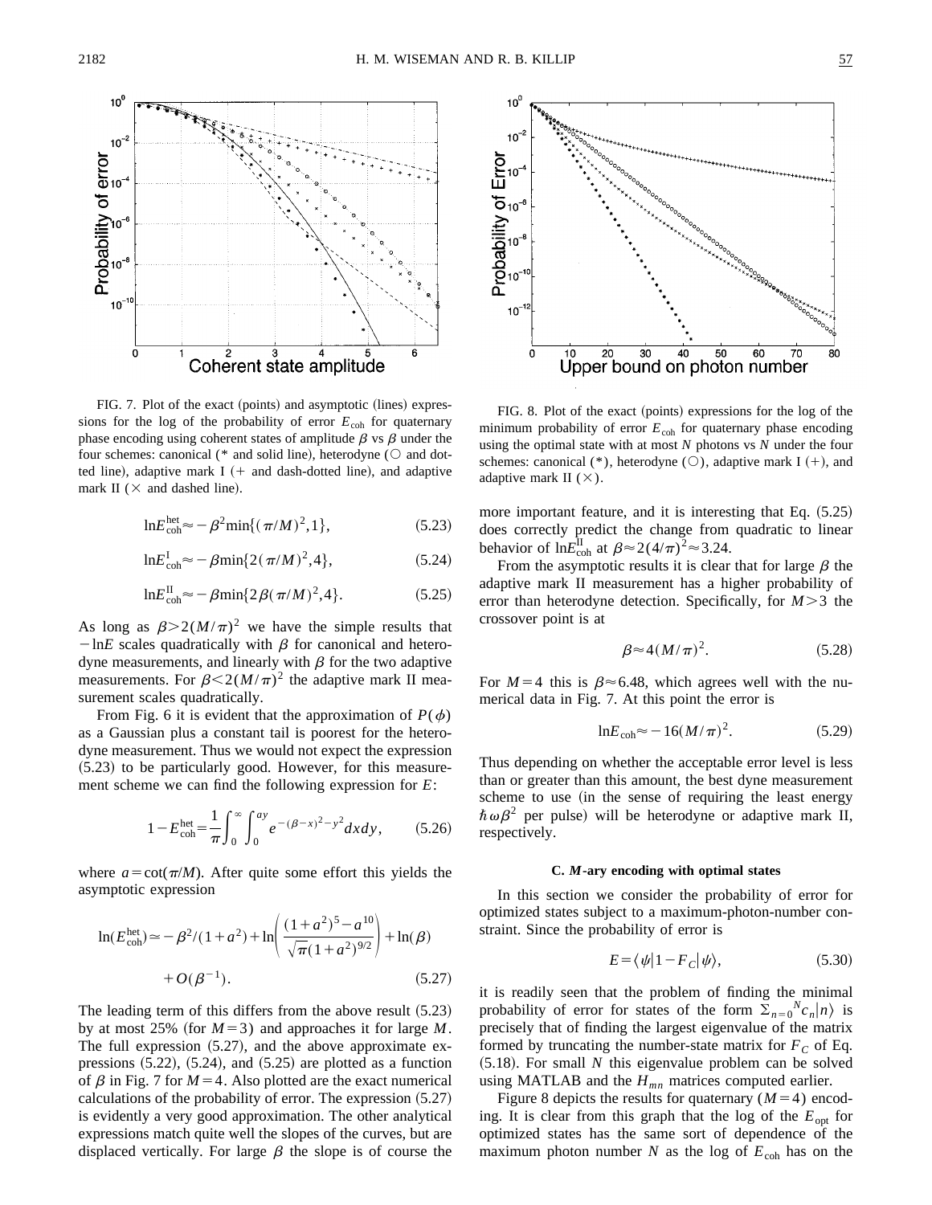FIG. 7. Plot of the exact (points) and asymptotic (lines) expressions for the log of the probability of error $E_{\rm coh}$ for quaternary phase encoding using coherent states of amplitude $\beta$ vs $\beta$ under the four schemes: canonical (* and solid line), heterodyne (○ and dotted line), adaptive mark I (+ and dash-dotted line), and adaptive mark II (× and dashed line).

FIG. 8. Plot of the exact (points) expressions for the log of the minimum probability of error $E_{\rm coh}$ for quaternary phase encoding using the optimal state with at most $N$ photons vs $N$ under the four schemes: canonical (*), heterodyne (○), adaptive mark I (+), and adaptive mark II (×).

$$\ln E_{\rm coh}^{\rm het} \approx -\beta^2 \min\{(\pi/M)^2, 1\}, \tag{5.23}$$

$$\ln E_{\rm coh}^{\rm I} \approx -\beta \min\{2(\pi/M)^2, 4\}, \tag{5.24}$$

$$\ln E_{\rm coh}^{\rm II} \approx -\beta \min\{2\beta(\pi/M)^2, 4\}. \tag{5.25}$$

As long as $\beta > 2(M/\pi)^2$ we have the simple results that $-\ln E$ scales quadratically with $\beta$ for canonical and heterodyne measurements, and linearly with $\beta$ for the two adaptive measurements. For $\beta < 2(M/\pi)^2$ the adaptive mark II measurement scales quadratically.

From Fig. 6 it is evident that the approximation of $P(\phi)$ as a Gaussian plus a constant tail is poorest for the heterodyne measurement. Thus we would not expect the expression (5.23) to be particularly good. However, for this measurement scheme we can find the following expression for $E$:

$$1 - E_{\rm coh}^{\rm het} = \frac{1}{\pi} \int_0^\infty \int_0^{ay} e^{-(\beta - x)^2 - y^2} dx dy, \tag{5.26}$$

where $a = \cot(\pi/M)$. After quite some effort this yields the asymptotic expression

$$\ln(E_{\rm coh}^{\rm het}) \simeq -\beta^2/(1+a^2) + \ln\left(\frac{(1+a^2)^5 - a^{10}}{\sqrt{\pi}(1+a^2)^{9/2}}\right) + \ln(\beta) + O(\beta^{-1}). \tag{5.27}$$

The leading term of this differs from the above result (5.23) by at most 25% (for $M=3$) and approaches it for large $M$. The full expression (5.27), and the above approximate expressions (5.22), (5.24), and (5.25) are plotted as a function of $\beta$ in Fig. 7 for $M=4$. Also plotted are the exact numerical calculations of the probability of error. The expression (5.27) is evidently a very good approximation. The other analytical expressions match quite well the slopes of the curves, but are displaced vertically. For large $\beta$ the slope is of course the more important feature, and it is interesting that Eq. (5.25) does correctly predict the change from quadratic to linear behavior of $\ln E_{\rm coh}^{\rm II}$ at $\beta \approx 2(4/\pi)^2 \approx 3.24$.

From the asymptotic results it is clear that for large $\beta$ the adaptive mark II measurement has a higher probability of error than heterodyne detection. Specifically, for $M > 3$ the crossover point is at

$$\beta \approx 4(M/\pi)^2. \tag{5.28}$$

For $M=4$ this is $\beta \approx 6.48$, which agrees well with the numerical data in Fig. 7. At this point the error is

$$\ln E_{\rm coh} \approx -16(M/\pi)^2. \tag{5.29}$$

Thus depending on whether the acceptable error level is less than or greater than this amount, the best dyne measurement scheme to use (in the sense of requiring the least energy $\hbar\omega\beta^2$ per pulse) will be heterodyne or adaptive mark II, respectively.

### C. M-ary encoding with optimal states

In this section we consider the probability of error for optimized states subject to a maximum-photon-number constraint. Since the probability of error is

$$E = \langle \psi | 1 - F_C | \psi \rangle, \tag{5.30}$$

it is readily seen that the problem of finding the minimal probability of error for states of the form $\Sigma_{n=0}{}^N c_n |n\rangle$ is precisely that of finding the largest eigenvalue of the matrix formed by truncating the number-state matrix for $F_C$ of Eq. (5.18). For small $N$ this eigenvalue problem can be solved using MATLAB and the $H_{mn}$ matrices computed earlier.

Figure 8 depicts the results for quaternary ($M=4$) encoding. It is clear from this graph that the log of the $E_{\rm opt}$ for optimized states has the same sort of dependence of the maximum photon number $N$ as the log of $E_{\rm coh}$ has on the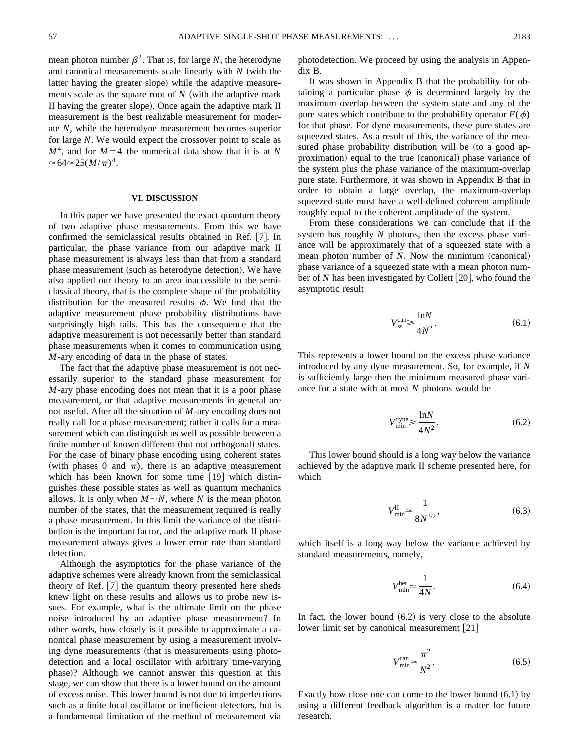mean photon number $\beta^2$. That is, for large $N$, the heterodyne and canonical measurements scale linearly with $N$ (with the latter having the greater slope) while the adaptive measurements scale as the square root of $N$ (with the adaptive mark II having the greater slope). Once again the adaptive mark II measurement is the best realizable measurement for moderate $N$, while the heterodyne measurement becomes superior for large $N$. We would expect the crossover point to scale as $M^4$, and for $M=4$ the numerical data show that it is at $N \approx 64 \approx 25(M/\pi)^4$.

## VI. DISCUSSION

In this paper we have presented the exact quantum theory of two adaptive phase measurements. From this we have confirmed the semiclassical results obtained in Ref. [7]. In particular, the phase variance from our adaptive mark II phase measurement is always less than that from a standard phase measurement (such as heterodyne detection). We have also applied our theory to an area inaccessible to the semiclassical theory, that is the complete shape of the probability distribution for the measured results $\phi$. We find that the adaptive measurement phase probability distributions have surprisingly high tails. This has the consequence that the adaptive measurement is not necessarily better than standard phase measurements when it comes to communication using $M$-ary encoding of data in the phase of states.

The fact that the adaptive phase measurement is not necessarily superior to the standard phase measurement for $M$-ary phase encoding does not mean that it is a poor phase measurement, or that adaptive measurements in general are not useful. After all the situation of $M$-ary encoding does not really call for a phase measurement; rather it calls for a measurement which can distinguish as well as possible between a finite number of known different (but not orthogonal) states. For the case of binary phase encoding using coherent states (with phases 0 and $\pi$), there is an adaptive measurement which has been known for some time [19] which distinguishes these possible states as well as quantum mechanics allows. It is only when $M \sim N$, where $N$ is the mean photon number of the states, that the measurement required is really a phase measurement. In this limit the variance of the distribution is the important factor, and the adaptive mark II phase measurement always gives a lower error rate than standard detection.

Although the asymptotics for the phase variance of the adaptive schemes were already known from the semiclassical theory of Ref. [7] the quantum theory presented here sheds knew light on these results and allows us to probe new issues. For example, what is the ultimate limit on the phase noise introduced by an adaptive phase measurement? In other words, how closely is it possible to approximate a canonical phase measurement by using a measurement involving dyne measurements (that is measurements using photodetection and a local oscillator with arbitrary time-varying phase)? Although we cannot answer this question at this stage, we can show that there is a lower bound on the amount of excess noise. This lower bound is not due to imperfections such as a finite local oscillator or inefficient detectors, but is a fundamental limitation of the method of measurement via photodetection. We proceed by using the analysis in Appendix B.

It was shown in Appendix B that the probability for obtaining a particular phase $\phi$ is determined largely by the maximum overlap between the system state and any of the pure states which contribute to the probability operator $F(\phi)$ for that phase. For dyne measurements, these pure states are squeezed states. As a result of this, the variance of the measured phase probability distribution will be (to a good approximation) equal to the true (canonical) phase variance of the system plus the phase variance of the maximum-overlap pure state. Furthermore, it was shown in Appendix B that in order to obtain a large overlap, the maximum-overlap squeezed state must have a well-defined coherent amplitude roughly equal to the coherent amplitude of the system.

From these considerations we can conclude that if the system has roughly $N$ photons, then the excess phase variance will be approximately that of a squeezed state with a mean photon number of $N$. Now the minimum (canonical) phase variance of a squeezed state with a mean photon number of $N$ has been investigated by Collett [20], who found the asymptotic result

$$V_{\rm ss}^{\rm can} \geqslant \frac{\ln N}{4N^2}. \tag{6.1}$$

This represents a lower bound on the excess phase variance introduced by any dyne measurement. So, for example, if $N$ is sufficiently large then the minimum measured phase variance for a state with at most $N$ photons would be

$$V_{\rm min}^{\rm dyne} \geqslant \frac{\ln N}{4N^2}. \tag{6.2}$$

This lower bound should is a long way below the variance achieved by the adaptive mark II scheme presented here, for which

$$V_{\rm min}^{\rm II} \simeq \frac{1}{8N^{3/2}}, \tag{6.3}$$

which itself is a long way below the variance achieved by standard measurements, namely,

$$V_{\rm min}^{\rm het} \simeq \frac{1}{4N}. \tag{6.4}$$

In fact, the lower bound (6.2) is very close to the absolute lower limit set by canonical measurement [21]

$$V_{\rm min}^{\rm can} \simeq \frac{\pi^2}{N^2}. \tag{6.5}$$

Exactly how close one can come to the lower bound (6.1) by using a different feedback algorithm is a matter for future research.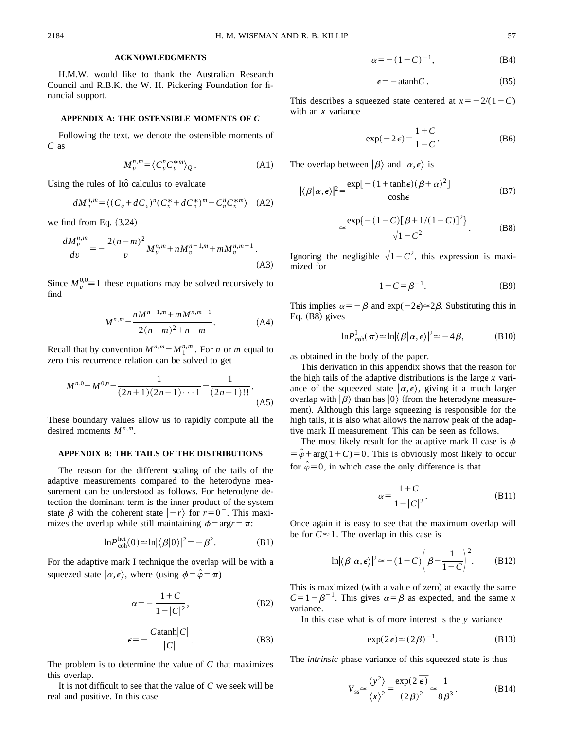## ACKNOWLEDGMENTS

H.M.W. would like to thank the Australian Research Council and R.B.K. the W. H. Pickering Foundation for financial support.

## APPENDIX A: THE OSTENSIBLE MOMENTS OF $C$

Following the text, we denote the ostensible moments of $C$ as

$$M_v^{n,m} = \langle C_v^n C_v^{*m} \rangle_Q. \tag{A1}$$

Using the rules of Itô calculus to evaluate

$$dM_v^{n,m} = \langle (C_v + dC_v)^n (C_v^* + dC_v^*)^m - C_v^n C_v^{*m} \rangle \tag{A2}$$

we find from Eq. (3.24)

$$\frac{dM_v^{n,m}}{dv} = -\frac{2(n-m)^2}{v} M_v^{n,m} + n M_v^{n-1,m} + m M_v^{n,m-1}. \tag{A3}$$

Since $M_v^{0,0} \equiv 1$ these equations may be solved recursively to find

$$M^{n,m} = \frac{n M^{n-1,m} + m M^{n,m-1}}{2(n-m)^2 + n + m}. \tag{A4}$$

Recall that by convention $M^{n,m} = M_1^{n,m}$. For $n$ or $m$ equal to zero this recurrence relation can be solved to get

$$M^{n,0} = M^{0,n} = \frac{1}{(2n+1)(2n-1)\cdots 1} = \frac{1}{(2n+1)!!}. \tag{A5}$$

These boundary values allow us to rapidly compute all the desired moments $M^{n,m}$.

## APPENDIX B: THE TAILS OF THE DISTRIBUTIONS

The reason for the different scaling of the tails of the adaptive measurements compared to the heterodyne measurement can be understood as follows. For heterodyne detection the dominant term is the inner product of the system state $\beta$ with the coherent state $|-r\rangle$ for $r=0^-$. This maximizes the overlap while still maintaining $\phi = \arg r = \pi$:

$$\ln P_{\rm coh}^{\rm het}(0) \simeq \ln |\langle \beta | 0 \rangle|^2 = -\beta^2. \tag{B1}$$

For the adaptive mark I technique the overlap will be with a squeezed state $|\alpha, \epsilon\rangle$, where (using $\phi = \hat{\varphi} = \pi$)

$$\alpha = -\frac{1+C}{1-|C|^2}, \tag{B2}$$

$$\epsilon = -\frac{C \,\text{atanh}|C|}{|C|}. \tag{B3}$$

The problem is to determine the value of $C$ that maximizes this overlap.

It is not difficult to see that the value of $C$ we seek will be real and positive. In this case

$$\alpha = -(1-C)^{-1}, \tag{B4}$$

$$\epsilon = -\text{atanh} C. \tag{B5}$$

This describes a squeezed state centered at $x = -2/(1-C)$ with an $x$ variance

$$\exp(-2\epsilon) = \frac{1+C}{1-C}. \tag{B6}$$

The overlap between $|\beta\rangle$ and $|\alpha, \epsilon\rangle$ is

$$|\langle \beta | \alpha, \epsilon \rangle|^2 = \frac{\exp[-(1+\tanh\epsilon)(\beta+\alpha)^2]}{\cosh\epsilon} \tag{B7}$$

$$\simeq \frac{\exp\{-(1-C)[\beta + 1/(1-C)]^2\}}{\sqrt{1-C^2}}. \tag{B8}$$

Ignoring the negligible $\sqrt{1-C^2}$, this expression is maximized for

$$1 - C = \beta^{-1}. \tag{B9}$$

This implies $\alpha = -\beta$ and $\exp(-2\epsilon) \simeq 2\beta$. Substituting this in Eq. (B8) gives

$$\ln P_{\rm coh}^{\rm I}(\pi) \simeq \ln |\langle \beta | \alpha, \epsilon \rangle|^2 \simeq -4\beta, \tag{B10}$$

as obtained in the body of the paper.

This derivation in this appendix shows that the reason for the high tails of the adaptive distributions is the large $x$ variance of the squeezed state $|\alpha, \epsilon\rangle$, giving it a much larger overlap with $|\beta\rangle$ than has $|0\rangle$ (from the heterodyne measurement). Although this large squeezing is responsible for the high tails, it is also what allows the narrow peak of the adaptive mark II measurement. This can be seen as follows.

The most likely result for the adaptive mark II case is $\phi = \hat{\varphi} + \arg(1+C) = 0$. This is obviously most likely to occur for $\hat{\varphi} = 0$, in which case the only difference is that

$$\alpha = \frac{1+C}{1-|C|^2}. \tag{B11}$$

Once again it is easy to see that the maximum overlap will be for $C \approx 1$. The overlap in this case is

$$\ln |\langle \beta | \alpha, \epsilon \rangle|^2 \simeq -(1-C)\left(\beta - \frac{1}{1-C}\right)^2. \tag{B12}$$

This is maximized (with a value of zero) at exactly the same $C = 1 - \beta^{-1}$. This gives $\alpha = \beta$ as expected, and the same $x$ variance.

In this case what is of more interest is the $y$ variance

$$\exp(2\epsilon) \simeq (2\beta)^{-1}. \tag{B13}$$

The *intrinsic* phase variance of this squeezed state is thus

$$V_{\rm ss} \simeq \frac{\langle y^2 \rangle}{\langle x \rangle^2} = \frac{\exp(2\overline{\epsilon})}{(2\beta)^2} \simeq \frac{1}{8\beta^3}. \tag{B14}$$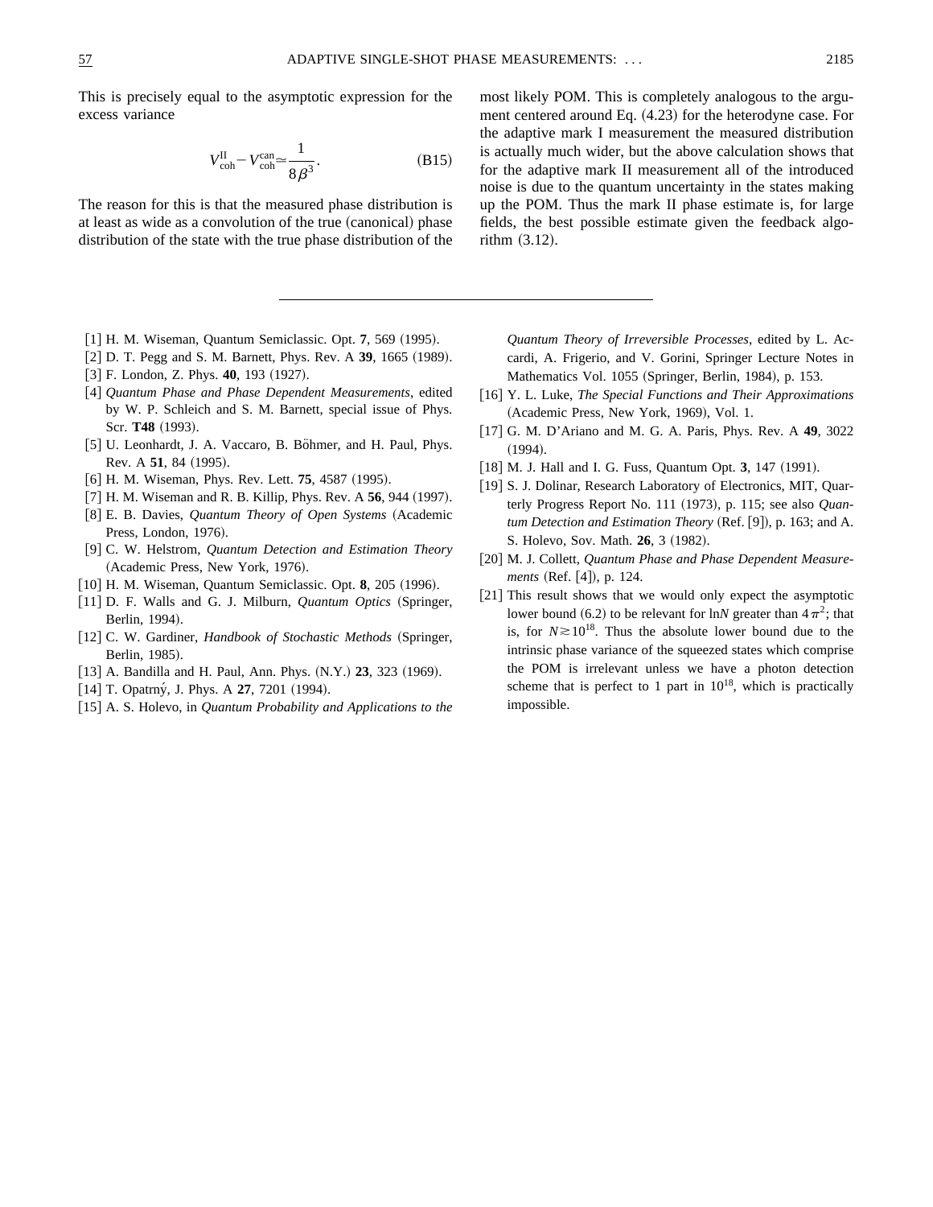This is precisely equal to the asymptotic expression for the excess variance

$$V_{\rm coh}^{\rm II} - V_{\rm coh}^{\rm can} \simeq \frac{1}{8\beta^3}. \tag{B15}$$

The reason for this is that the measured phase distribution is at least as wide as a convolution of the true (canonical) phase distribution of the state with the true phase distribution of the most likely POM. This is completely analogous to the argument centered around Eq. (4.23) for the heterodyne case. For the adaptive mark I measurement the measured distribution is actually much wider, but the above calculation shows that for the adaptive mark II measurement all of the introduced noise is due to the quantum uncertainty in the states making up the POM. Thus the mark II phase estimate is, for large fields, the best possible estimate given the feedback algorithm (3.12).

---

[1] H. M. Wiseman, Quantum Semiclassic. Opt. **7**, 569 (1995).

[2] D. T. Pegg and S. M. Barnett, Phys. Rev. A **39**, 1665 (1989).

[3] F. London, Z. Phys. **40**, 193 (1927).

[4] *Quantum Phase and Phase Dependent Measurements*, edited by W. P. Schleich and S. M. Barnett, special issue of Phys. Scr. **T48** (1993).

[5] U. Leonhardt, J. A. Vaccaro, B. Böhmer, and H. Paul, Phys. Rev. A **51**, 84 (1995).

[6] H. M. Wiseman, Phys. Rev. Lett. **75**, 4587 (1995).

[7] H. M. Wiseman and R. B. Killip, Phys. Rev. A **56**, 944 (1997).

[8] E. B. Davies, *Quantum Theory of Open Systems* (Academic Press, London, 1976).

[9] C. W. Helstrom, *Quantum Detection and Estimation Theory* (Academic Press, New York, 1976).

[10] H. M. Wiseman, Quantum Semiclassic. Opt. **8**, 205 (1996).

[11] D. F. Walls and G. J. Milburn, *Quantum Optics* (Springer, Berlin, 1994).

[12] C. W. Gardiner, *Handbook of Stochastic Methods* (Springer, Berlin, 1985).

[13] A. Bandilla and H. Paul, Ann. Phys. (N.Y.) **23**, 323 (1969).

[14] T. Opatrný, J. Phys. A **27**, 7201 (1994).

[15] A. S. Holevo, in *Quantum Probability and Applications to the Quantum Theory of Irreversible Processes*, edited by L. Accardi, A. Frigerio, and V. Gorini, Springer Lecture Notes in Mathematics Vol. 1055 (Springer, Berlin, 1984), p. 153.

[16] Y. L. Luke, *The Special Functions and Their Approximations* (Academic Press, New York, 1969), Vol. 1.

[17] G. M. D'Ariano and M. G. A. Paris, Phys. Rev. A **49**, 3022 (1994).

[18] M. J. Hall and I. G. Fuss, Quantum Opt. **3**, 147 (1991).

[19] S. J. Dolinar, Research Laboratory of Electronics, MIT, Quarterly Progress Report No. 111 (1973), p. 115; see also *Quantum Detection and Estimation Theory* (Ref. [9]), p. 163; and A. S. Holevo, Sov. Math. **26**, 3 (1982).

[20] M. J. Collett, *Quantum Phase and Phase Dependent Measurements* (Ref. [4]), p. 124.

[21] This result shows that we would only expect the asymptotic lower bound (6.2) to be relevant for $\ln N$ greater than $4\pi^2$; that is, for $N \gtrsim 10^{18}$. Thus the absolute lower bound due to the intrinsic phase variance of the squeezed states which comprise the POM is irrelevant unless we have a photon detection scheme that is perfect to 1 part in $10^{18}$, which is practically impossible.